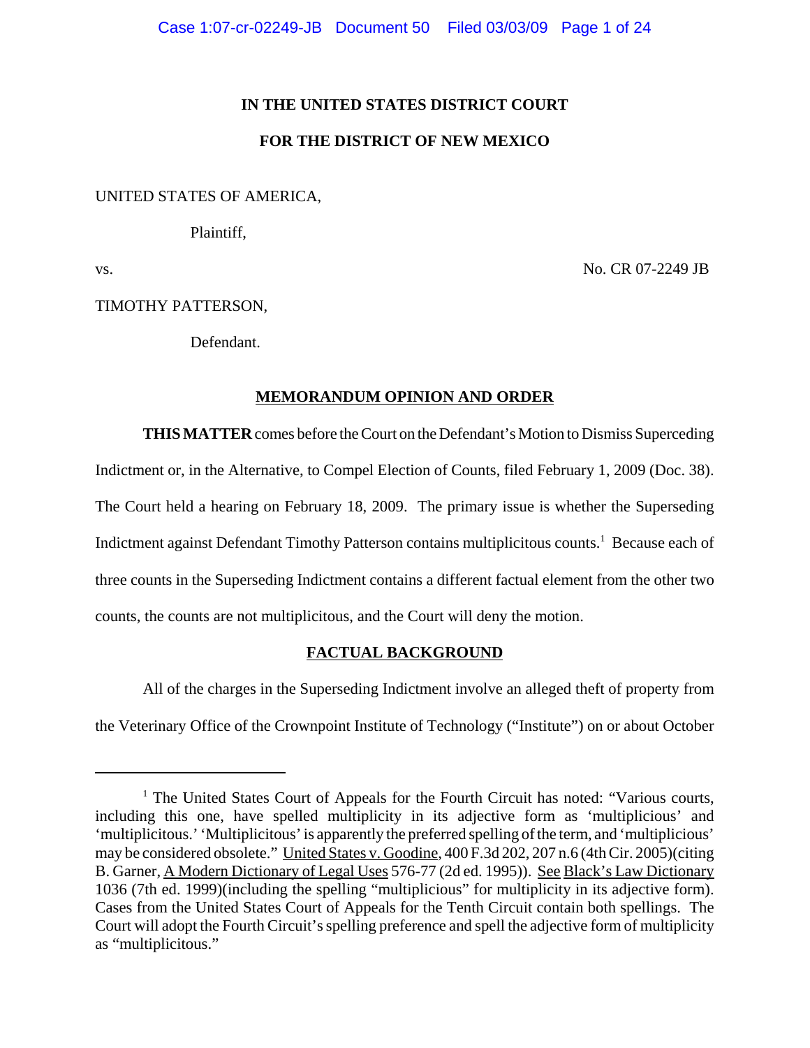**IN THE UNITED STATES DISTRICT COURT**

**FOR THE DISTRICT OF NEW MEXICO**

UNITED STATES OF AMERICA,

Plaintiff,

vs. No. CR 07-2249 JB

TIMOTHY PATTERSON,

Defendant.

**MEMORANDUM OPINION AND ORDER**

**THIS MATTER** comes before the Court on the Defendant's Motion to Dismiss Superceding Indictment or, in the Alternative, to Compel Election of Counts, filed February 1, 2009 (Doc. 38). The Court held a hearing on February 18, 2009. The primary issue is whether the Superseding Indictment against Defendant Timothy Patterson contains multiplicitous counts.[1] Because each of three counts in the Superseding Indictment contains a different factual element from the other two counts, the counts are not multiplicitous, and the Court will deny the motion.

**FACTUAL BACKGROUND**

All of the charges in the Superseding Indictment involve an alleged theft of property from the Veterinary Office of the Crownpoint Institute of Technology ("Institute") on or about October

[1] The United States Court of Appeals for the Fourth Circuit has noted: "Various courts, including this one, have spelled multiplicity in its adjective form as 'multiplicious' and 'multiplicitous.' 'Multiplicitous' is apparently the preferred spelling of the term, and 'multiplicious' may be considered obsolete." United States v. Goodine, 400 F.3d 202, 207 n.6 (4th Cir. 2005)(citing B. Garner, A Modern Dictionary of Legal Uses 576-77 (2d ed. 1995)). See Black's Law Dictionary 1036 (7th ed. 1999)(including the spelling "multiplicious" for multiplicity in its adjective form). Cases from the United States Court of Appeals for the Tenth Circuit contain both spellings. The Court will adopt the Fourth Circuit's spelling preference and spell the adjective form of multiplicity as "multiplicitous."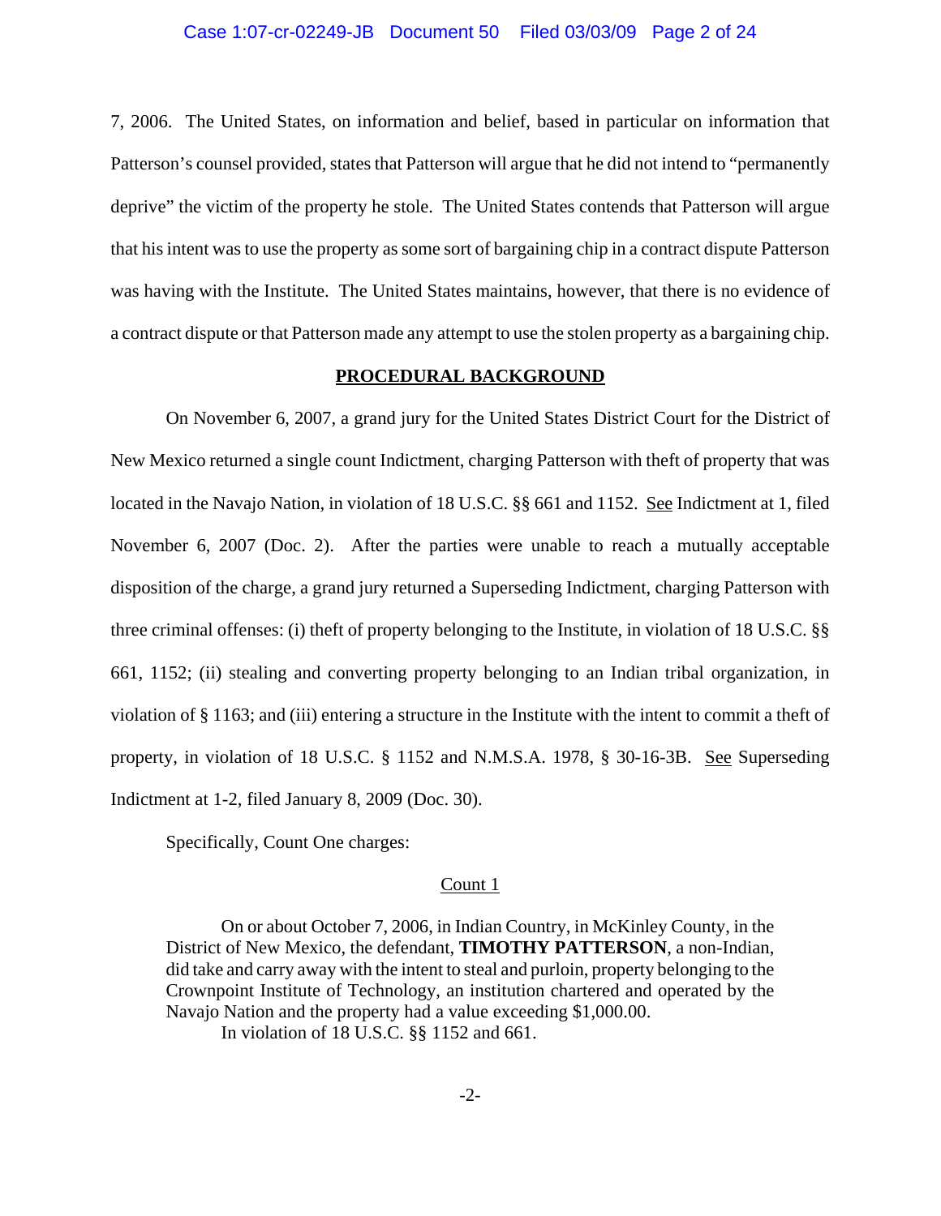7, 2006. The United States, on information and belief, based in particular on information that Patterson's counsel provided, states that Patterson will argue that he did not intend to "permanently deprive" the victim of the property he stole. The United States contends that Patterson will argue that his intent was to use the property as some sort of bargaining chip in a contract dispute Patterson was having with the Institute. The United States maintains, however, that there is no evidence of a contract dispute or that Patterson made any attempt to use the stolen property as a bargaining chip.

## PROCEDURAL BACKGROUND

On November 6, 2007, a grand jury for the United States District Court for the District of New Mexico returned a single count Indictment, charging Patterson with theft of property that was located in the Navajo Nation, in violation of 18 U.S.C. §§ 661 and 1152. See Indictment at 1, filed November 6, 2007 (Doc. 2). After the parties were unable to reach a mutually acceptable disposition of the charge, a grand jury returned a Superseding Indictment, charging Patterson with three criminal offenses: (i) theft of property belonging to the Institute, in violation of 18 U.S.C. §§ 661, 1152; (ii) stealing and converting property belonging to an Indian tribal organization, in violation of § 1163; and (iii) entering a structure in the Institute with the intent to commit a theft of property, in violation of 18 U.S.C. § 1152 and N.M.S.A. 1978, § 30-16-3B. See Superseding Indictment at 1-2, filed January 8, 2009 (Doc. 30).

Specifically, Count One charges:

> Count 1
>
> On or about October 7, 2006, in Indian Country, in McKinley County, in the District of New Mexico, the defendant, **TIMOTHY PATTERSON**, a non-Indian, did take and carry away with the intent to steal and purloin, property belonging to the Crownpoint Institute of Technology, an institution chartered and operated by the Navajo Nation and the property had a value exceeding $1,000.00.
>
> In violation of 18 U.S.C. §§ 1152 and 661.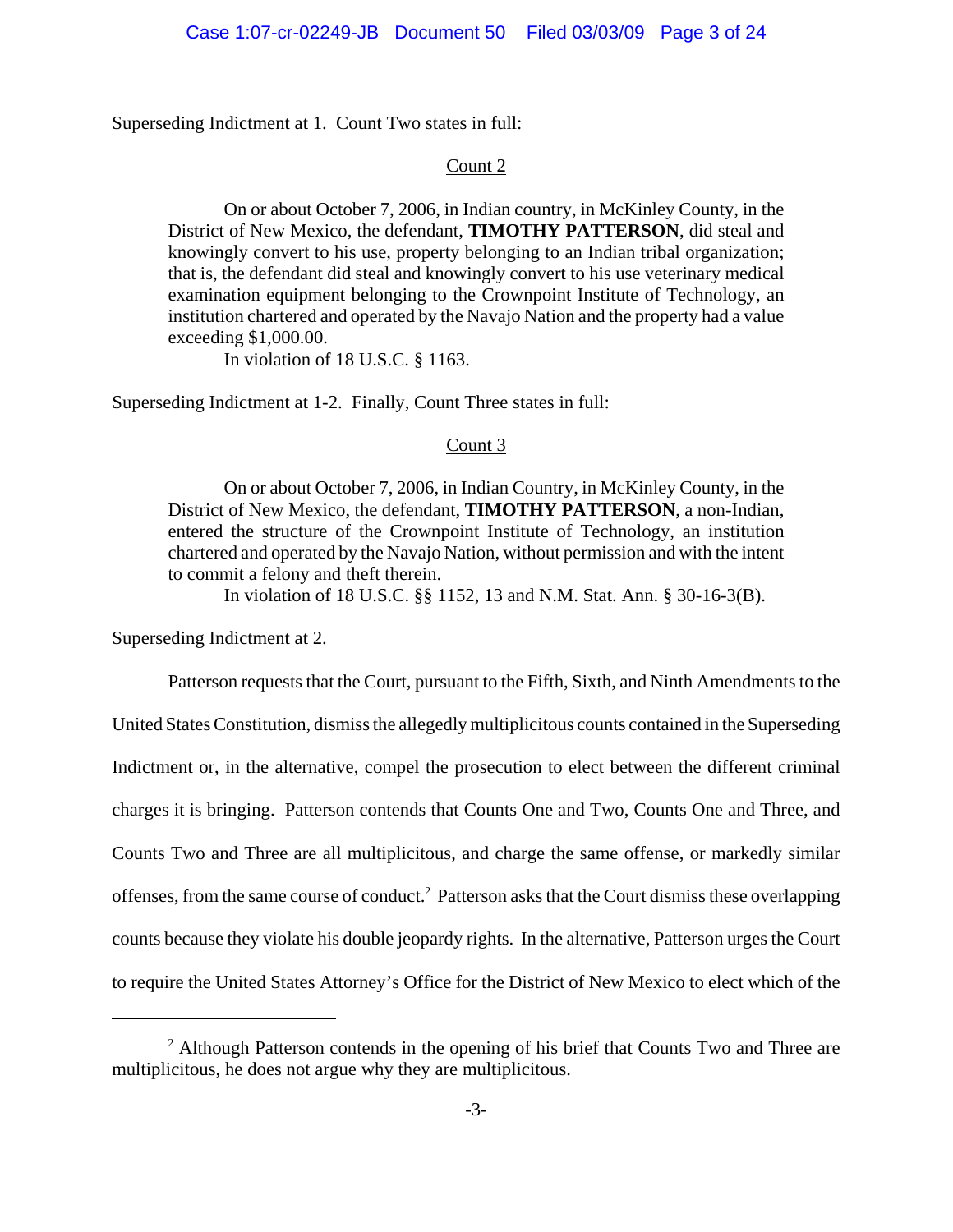Superseding Indictment at 1. Count Two states in full:

<u>Count 2</u>

> On or about October 7, 2006, in Indian country, in McKinley County, in the District of New Mexico, the defendant, **TIMOTHY PATTERSON**, did steal and knowingly convert to his use, property belonging to an Indian tribal organization; that is, the defendant did steal and knowingly convert to his use veterinary medical examination equipment belonging to the Crownpoint Institute of Technology, an institution chartered and operated by the Navajo Nation and the property had a value exceeding $1,000.00.
>
> In violation of 18 U.S.C. § 1163.

Superseding Indictment at 1-2. Finally, Count Three states in full:

<u>Count 3</u>

> On or about October 7, 2006, in Indian Country, in McKinley County, in the District of New Mexico, the defendant, **TIMOTHY PATTERSON**, a non-Indian, entered the structure of the Crownpoint Institute of Technology, an institution chartered and operated by the Navajo Nation, without permission and with the intent to commit a felony and theft therein.
>
> In violation of 18 U.S.C. §§ 1152, 13 and N.M. Stat. Ann. § 30-16-3(B).

Superseding Indictment at 2.

Patterson requests that the Court, pursuant to the Fifth, Sixth, and Ninth Amendments to the United States Constitution, dismiss the allegedly multiplicitous counts contained in the Superseding Indictment or, in the alternative, compel the prosecution to elect between the different criminal charges it is bringing. Patterson contends that Counts One and Two, Counts One and Three, and Counts Two and Three are all multiplicitous, and charge the same offense, or markedly similar offenses, from the same course of conduct.[2] Patterson asks that the Court dismiss these overlapping counts because they violate his double jeopardy rights. In the alternative, Patterson urges the Court to require the United States Attorney's Office for the District of New Mexico to elect which of the

[2] Although Patterson contends in the opening of his brief that Counts Two and Three are multiplicitous, he does not argue why they are multiplicitous.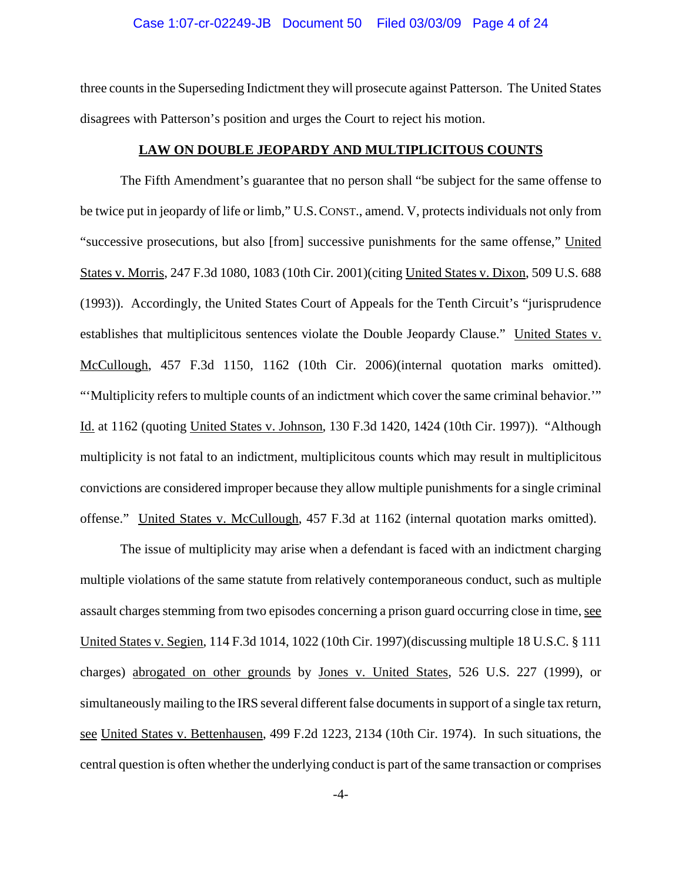three counts in the Superseding Indictment they will prosecute against Patterson. The United States disagrees with Patterson's position and urges the Court to reject his motion.

## LAW ON DOUBLE JEOPARDY AND MULTIPLICITOUS COUNTS

The Fifth Amendment's guarantee that no person shall "be subject for the same offense to be twice put in jeopardy of life or limb," U.S. CONST., amend. V, protects individuals not only from "successive prosecutions, but also [from] successive punishments for the same offense," United States v. Morris, 247 F.3d 1080, 1083 (10th Cir. 2001)(citing United States v. Dixon, 509 U.S. 688 (1993)). Accordingly, the United States Court of Appeals for the Tenth Circuit's "jurisprudence establishes that multiplicitous sentences violate the Double Jeopardy Clause." United States v. McCullough, 457 F.3d 1150, 1162 (10th Cir. 2006)(internal quotation marks omitted). "'Multiplicity refers to multiple counts of an indictment which cover the same criminal behavior.'" Id. at 1162 (quoting United States v. Johnson, 130 F.3d 1420, 1424 (10th Cir. 1997)). "Although multiplicity is not fatal to an indictment, multiplicitous counts which may result in multiplicitous convictions are considered improper because they allow multiple punishments for a single criminal offense." United States v. McCullough, 457 F.3d at 1162 (internal quotation marks omitted).

The issue of multiplicity may arise when a defendant is faced with an indictment charging multiple violations of the same statute from relatively contemporaneous conduct, such as multiple assault charges stemming from two episodes concerning a prison guard occurring close in time, see United States v. Segien, 114 F.3d 1014, 1022 (10th Cir. 1997)(discussing multiple 18 U.S.C. § 111 charges) abrogated on other grounds by Jones v. United States, 526 U.S. 227 (1999), or simultaneously mailing to the IRS several different false documents in support of a single tax return, see United States v. Bettenhausen, 499 F.2d 1223, 2134 (10th Cir. 1974). In such situations, the central question is often whether the underlying conduct is part of the same transaction or comprises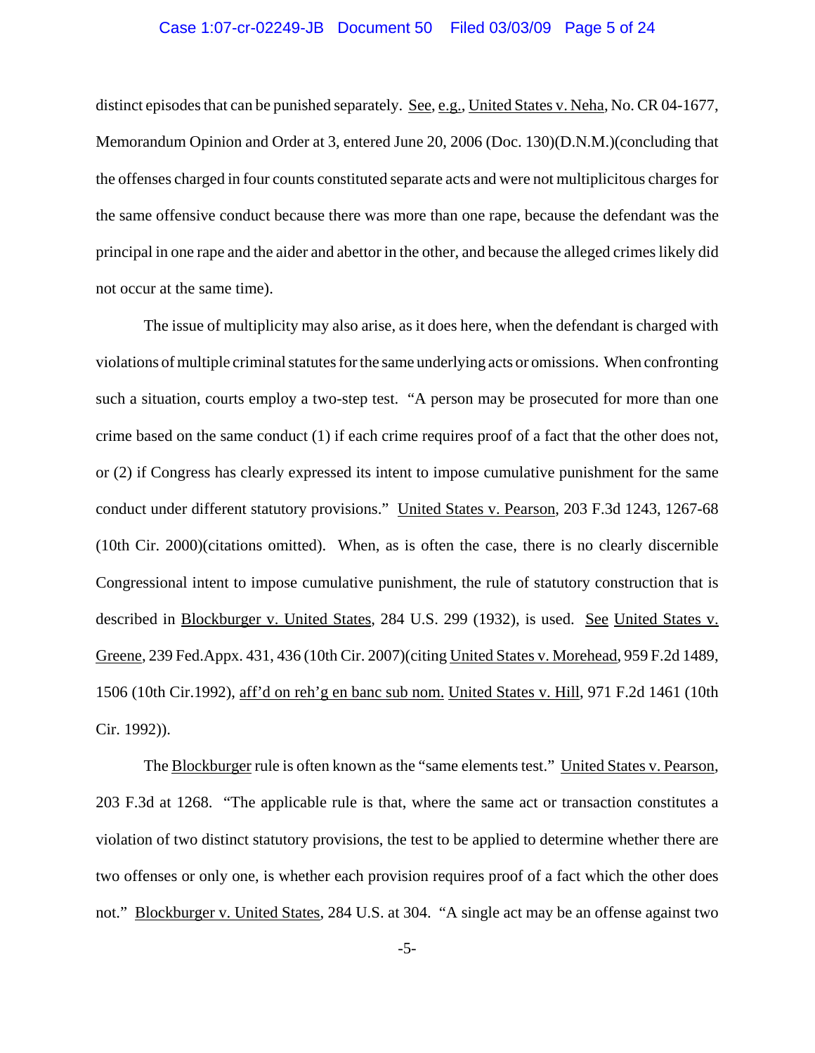distinct episodes that can be punished separately. See, e.g., United States v. Neha, No. CR 04-1677, Memorandum Opinion and Order at 3, entered June 20, 2006 (Doc. 130)(D.N.M.)(concluding that the offenses charged in four counts constituted separate acts and were not multiplicitous charges for the same offensive conduct because there was more than one rape, because the defendant was the principal in one rape and the aider and abettor in the other, and because the alleged crimes likely did not occur at the same time).

The issue of multiplicity may also arise, as it does here, when the defendant is charged with violations of multiple criminal statutes for the same underlying acts or omissions. When confronting such a situation, courts employ a two-step test. "A person may be prosecuted for more than one crime based on the same conduct (1) if each crime requires proof of a fact that the other does not, or (2) if Congress has clearly expressed its intent to impose cumulative punishment for the same conduct under different statutory provisions." United States v. Pearson, 203 F.3d 1243, 1267-68 (10th Cir. 2000)(citations omitted). When, as is often the case, there is no clearly discernible Congressional intent to impose cumulative punishment, the rule of statutory construction that is described in Blockburger v. United States, 284 U.S. 299 (1932), is used. See United States v. Greene, 239 Fed.Appx. 431, 436 (10th Cir. 2007)(citing United States v. Morehead, 959 F.2d 1489, 1506 (10th Cir.1992), aff'd on reh'g en banc sub nom. United States v. Hill, 971 F.2d 1461 (10th Cir. 1992)).

The Blockburger rule is often known as the "same elements test." United States v. Pearson, 203 F.3d at 1268. "The applicable rule is that, where the same act or transaction constitutes a violation of two distinct statutory provisions, the test to be applied to determine whether there are two offenses or only one, is whether each provision requires proof of a fact which the other does not." Blockburger v. United States, 284 U.S. at 304. "A single act may be an offense against two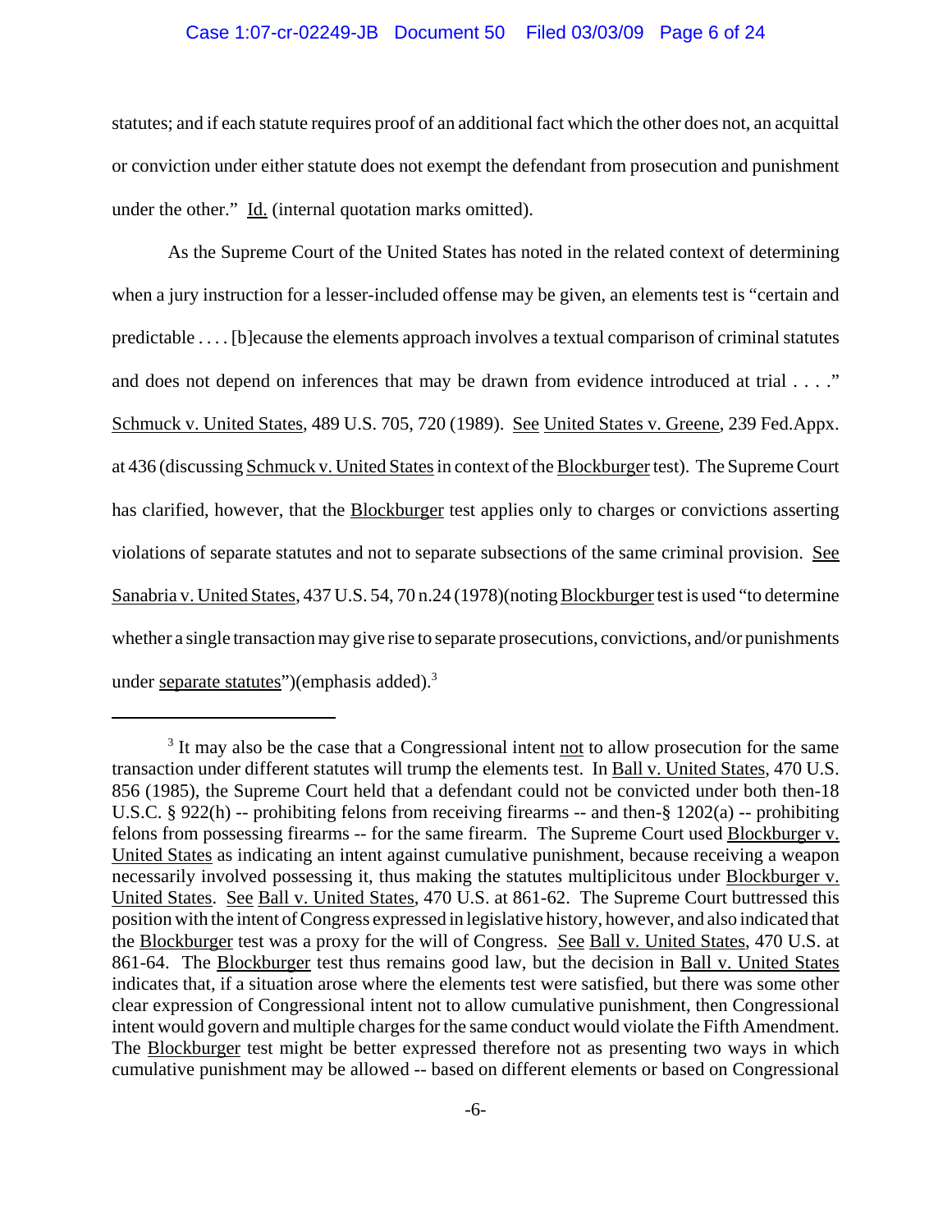statutes; and if each statute requires proof of an additional fact which the other does not, an acquittal or conviction under either statute does not exempt the defendant from prosecution and punishment under the other." Id. (internal quotation marks omitted).

As the Supreme Court of the United States has noted in the related context of determining when a jury instruction for a lesser-included offense may be given, an elements test is "certain and predictable . . . . [b]ecause the elements approach involves a textual comparison of criminal statutes and does not depend on inferences that may be drawn from evidence introduced at trial . . . ." Schmuck v. United States, 489 U.S. 705, 720 (1989). See United States v. Greene, 239 Fed.Appx. at 436 (discussing Schmuck v. United States in context of the Blockburger test). The Supreme Court has clarified, however, that the Blockburger test applies only to charges or convictions asserting violations of separate statutes and not to separate subsections of the same criminal provision. See Sanabria v. United States, 437 U.S. 54, 70 n.24 (1978)(noting Blockburger test is used "to determine whether a single transaction may give rise to separate prosecutions, convictions, and/or punishments under separate statutes")(emphasis added).[3]

---

[3] It may also be the case that a Congressional intent not to allow prosecution for the same transaction under different statutes will trump the elements test. In Ball v. United States, 470 U.S. 856 (1985), the Supreme Court held that a defendant could not be convicted under both then-18 U.S.C. § 922(h) -- prohibiting felons from receiving firearms -- and then-§ 1202(a) -- prohibiting felons from possessing firearms -- for the same firearm. The Supreme Court used Blockburger v. United States as indicating an intent against cumulative punishment, because receiving a weapon necessarily involved possessing it, thus making the statutes multiplicitous under Blockburger v. United States. See Ball v. United States, 470 U.S. at 861-62. The Supreme Court buttressed this position with the intent of Congress expressed in legislative history, however, and also indicated that the Blockburger test was a proxy for the will of Congress. See Ball v. United States, 470 U.S. at 861-64. The Blockburger test thus remains good law, but the decision in Ball v. United States indicates that, if a situation arose where the elements test were satisfied, but there was some other clear expression of Congressional intent not to allow cumulative punishment, then Congressional intent would govern and multiple charges for the same conduct would violate the Fifth Amendment. The Blockburger test might be better expressed therefore not as presenting two ways in which cumulative punishment may be allowed -- based on different elements or based on Congressional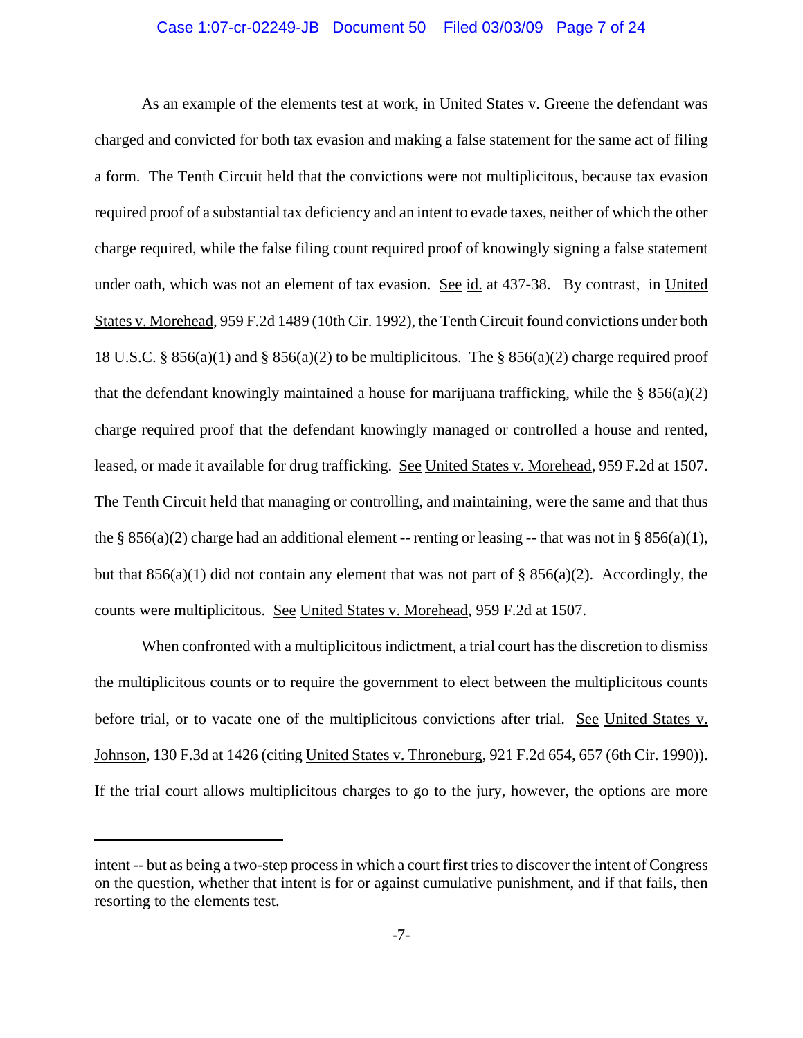As an example of the elements test at work, in United States v. Greene the defendant was charged and convicted for both tax evasion and making a false statement for the same act of filing a form. The Tenth Circuit held that the convictions were not multiplicitous, because tax evasion required proof of a substantial tax deficiency and an intent to evade taxes, neither of which the other charge required, while the false filing count required proof of knowingly signing a false statement under oath, which was not an element of tax evasion. See id. at 437-38. By contrast, in United States v. Morehead, 959 F.2d 1489 (10th Cir. 1992), the Tenth Circuit found convictions under both 18 U.S.C. § 856(a)(1) and § 856(a)(2) to be multiplicitous. The § 856(a)(2) charge required proof that the defendant knowingly maintained a house for marijuana trafficking, while the § 856(a)(2) charge required proof that the defendant knowingly managed or controlled a house and rented, leased, or made it available for drug trafficking. See United States v. Morehead, 959 F.2d at 1507. The Tenth Circuit held that managing or controlling, and maintaining, were the same and that thus the § 856(a)(2) charge had an additional element -- renting or leasing -- that was not in § 856(a)(1), but that 856(a)(1) did not contain any element that was not part of § 856(a)(2). Accordingly, the counts were multiplicitous. See United States v. Morehead, 959 F.2d at 1507.

When confronted with a multiplicitous indictment, a trial court has the discretion to dismiss the multiplicitous counts or to require the government to elect between the multiplicitous counts before trial, or to vacate one of the multiplicitous convictions after trial. See United States v. Johnson, 130 F.3d at 1426 (citing United States v. Throneburg, 921 F.2d 654, 657 (6th Cir. 1990)). If the trial court allows multiplicitous charges to go to the jury, however, the options are more

---

intent -- but as being a two-step process in which a court first tries to discover the intent of Congress on the question, whether that intent is for or against cumulative punishment, and if that fails, then resorting to the elements test.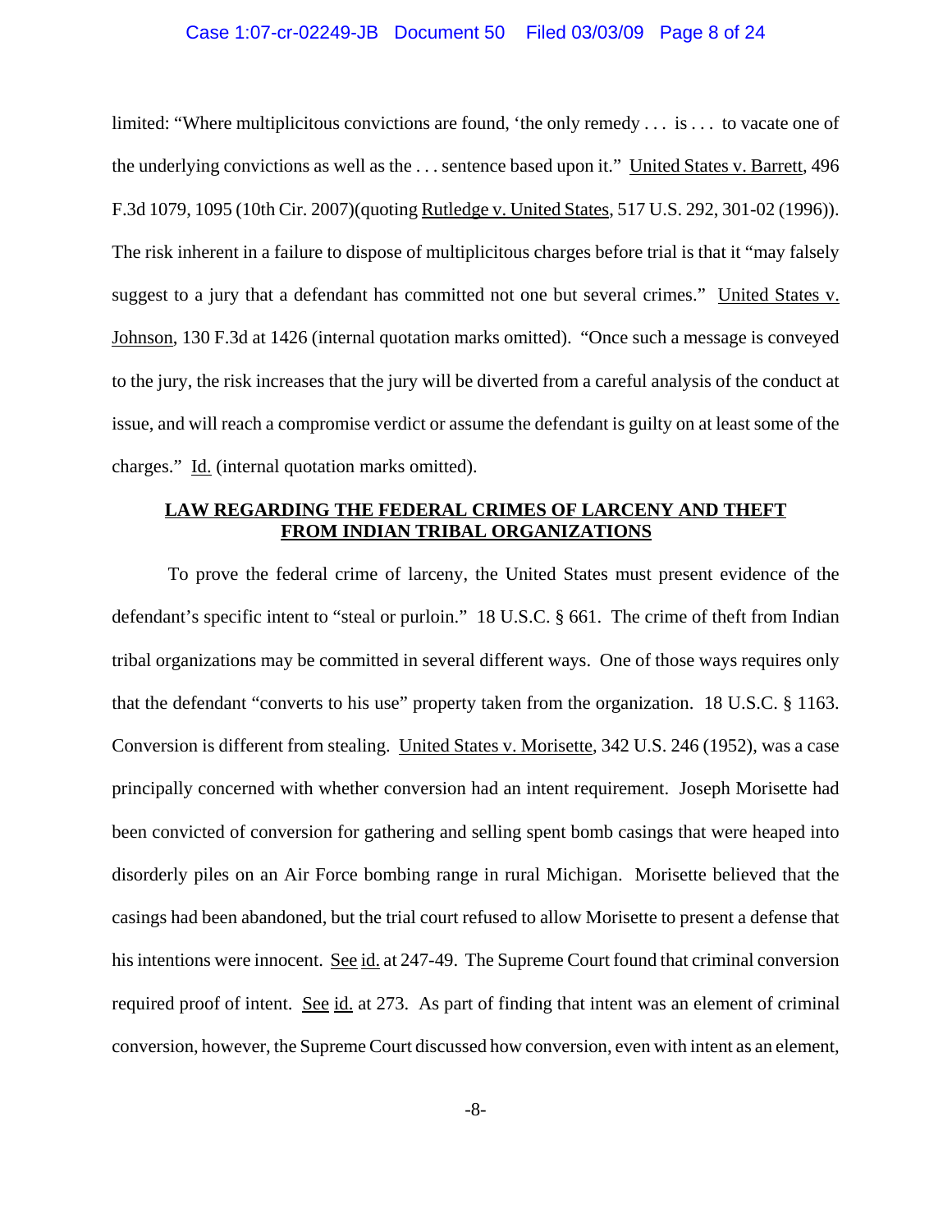limited: "Where multiplicitous convictions are found, 'the only remedy . . . is . . . to vacate one of the underlying convictions as well as the . . . sentence based upon it." United States v. Barrett, 496 F.3d 1079, 1095 (10th Cir. 2007)(quoting Rutledge v. United States, 517 U.S. 292, 301-02 (1996)). The risk inherent in a failure to dispose of multiplicitous charges before trial is that it "may falsely suggest to a jury that a defendant has committed not one but several crimes." United States v. Johnson, 130 F.3d at 1426 (internal quotation marks omitted). "Once such a message is conveyed to the jury, the risk increases that the jury will be diverted from a careful analysis of the conduct at issue, and will reach a compromise verdict or assume the defendant is guilty on at least some of the charges." Id. (internal quotation marks omitted).

## LAW REGARDING THE FEDERAL CRIMES OF LARCENY AND THEFT FROM INDIAN TRIBAL ORGANIZATIONS

To prove the federal crime of larceny, the United States must present evidence of the defendant's specific intent to "steal or purloin." 18 U.S.C. § 661. The crime of theft from Indian tribal organizations may be committed in several different ways. One of those ways requires only that the defendant "converts to his use" property taken from the organization. 18 U.S.C. § 1163. Conversion is different from stealing. United States v. Morisette, 342 U.S. 246 (1952), was a case principally concerned with whether conversion had an intent requirement. Joseph Morisette had been convicted of conversion for gathering and selling spent bomb casings that were heaped into disorderly piles on an Air Force bombing range in rural Michigan. Morisette believed that the casings had been abandoned, but the trial court refused to allow Morisette to present a defense that his intentions were innocent. See id. at 247-49. The Supreme Court found that criminal conversion required proof of intent. See id. at 273. As part of finding that intent was an element of criminal conversion, however, the Supreme Court discussed how conversion, even with intent as an element,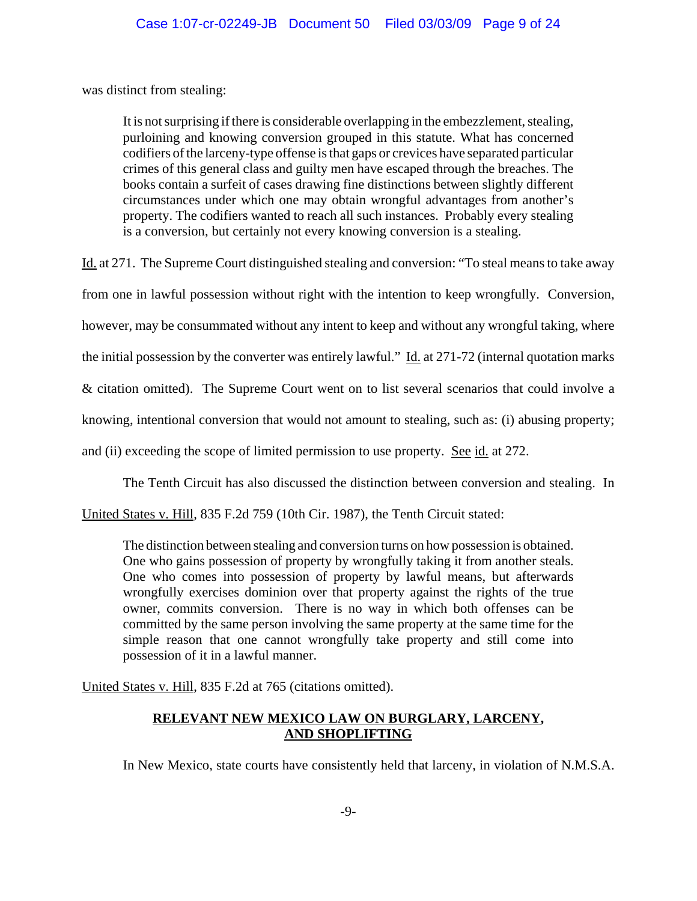was distinct from stealing:

> It is not surprising if there is considerable overlapping in the embezzlement, stealing, purloining and knowing conversion grouped in this statute. What has concerned codifiers of the larceny-type offense is that gaps or crevices have separated particular crimes of this general class and guilty men have escaped through the breaches. The books contain a surfeit of cases drawing fine distinctions between slightly different circumstances under which one may obtain wrongful advantages from another's property. The codifiers wanted to reach all such instances. Probably every stealing is a conversion, but certainly not every knowing conversion is a stealing.

Id. at 271. The Supreme Court distinguished stealing and conversion: "To steal means to take away from one in lawful possession without right with the intention to keep wrongfully. Conversion, however, may be consummated without any intent to keep and without any wrongful taking, where the initial possession by the converter was entirely lawful." Id. at 271-72 (internal quotation marks & citation omitted). The Supreme Court went on to list several scenarios that could involve a knowing, intentional conversion that would not amount to stealing, such as: (i) abusing property; and (ii) exceeding the scope of limited permission to use property. See id. at 272.

The Tenth Circuit has also discussed the distinction between conversion and stealing. In United States v. Hill, 835 F.2d 759 (10th Cir. 1987), the Tenth Circuit stated:

> The distinction between stealing and conversion turns on how possession is obtained. One who gains possession of property by wrongfully taking it from another steals. One who comes into possession of property by lawful means, but afterwards wrongfully exercises dominion over that property against the rights of the true owner, commits conversion. There is no way in which both offenses can be committed by the same person involving the same property at the same time for the simple reason that one cannot wrongfully take property and still come into possession of it in a lawful manner.

United States v. Hill, 835 F.2d at 765 (citations omitted).

## RELEVANT NEW MEXICO LAW ON BURGLARY, LARCENY, AND SHOPLIFTING

In New Mexico, state courts have consistently held that larceny, in violation of N.M.S.A.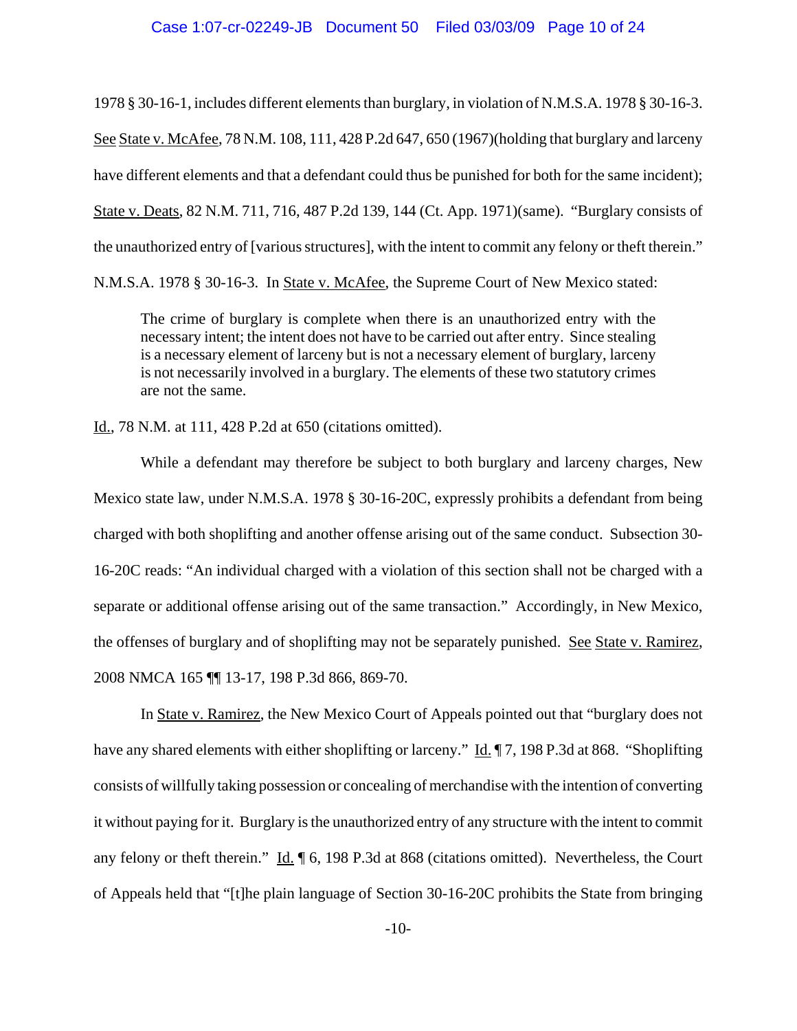1978 § 30-16-1, includes different elements than burglary, in violation of N.M.S.A. 1978 § 30-16-3. See State v. McAfee, 78 N.M. 108, 111, 428 P.2d 647, 650 (1967)(holding that burglary and larceny have different elements and that a defendant could thus be punished for both for the same incident); State v. Deats, 82 N.M. 711, 716, 487 P.2d 139, 144 (Ct. App. 1971)(same). "Burglary consists of the unauthorized entry of [various structures], with the intent to commit any felony or theft therein." N.M.S.A. 1978 § 30-16-3. In State v. McAfee, the Supreme Court of New Mexico stated:

> The crime of burglary is complete when there is an unauthorized entry with the necessary intent; the intent does not have to be carried out after entry. Since stealing is a necessary element of larceny but is not a necessary element of burglary, larceny is not necessarily involved in a burglary. The elements of these two statutory crimes are not the same.

Id., 78 N.M. at 111, 428 P.2d at 650 (citations omitted).

While a defendant may therefore be subject to both burglary and larceny charges, New Mexico state law, under N.M.S.A. 1978 § 30-16-20C, expressly prohibits a defendant from being charged with both shoplifting and another offense arising out of the same conduct. Subsection 30-16-20C reads: "An individual charged with a violation of this section shall not be charged with a separate or additional offense arising out of the same transaction." Accordingly, in New Mexico, the offenses of burglary and of shoplifting may not be separately punished. See State v. Ramirez, 2008 NMCA 165 ¶¶ 13-17, 198 P.3d 866, 869-70.

In State v. Ramirez, the New Mexico Court of Appeals pointed out that "burglary does not have any shared elements with either shoplifting or larceny." Id. ¶ 7, 198 P.3d at 868. "Shoplifting consists of willfully taking possession or concealing of merchandise with the intention of converting it without paying for it. Burglary is the unauthorized entry of any structure with the intent to commit any felony or theft therein." Id. ¶ 6, 198 P.3d at 868 (citations omitted). Nevertheless, the Court of Appeals held that "[t]he plain language of Section 30-16-20C prohibits the State from bringing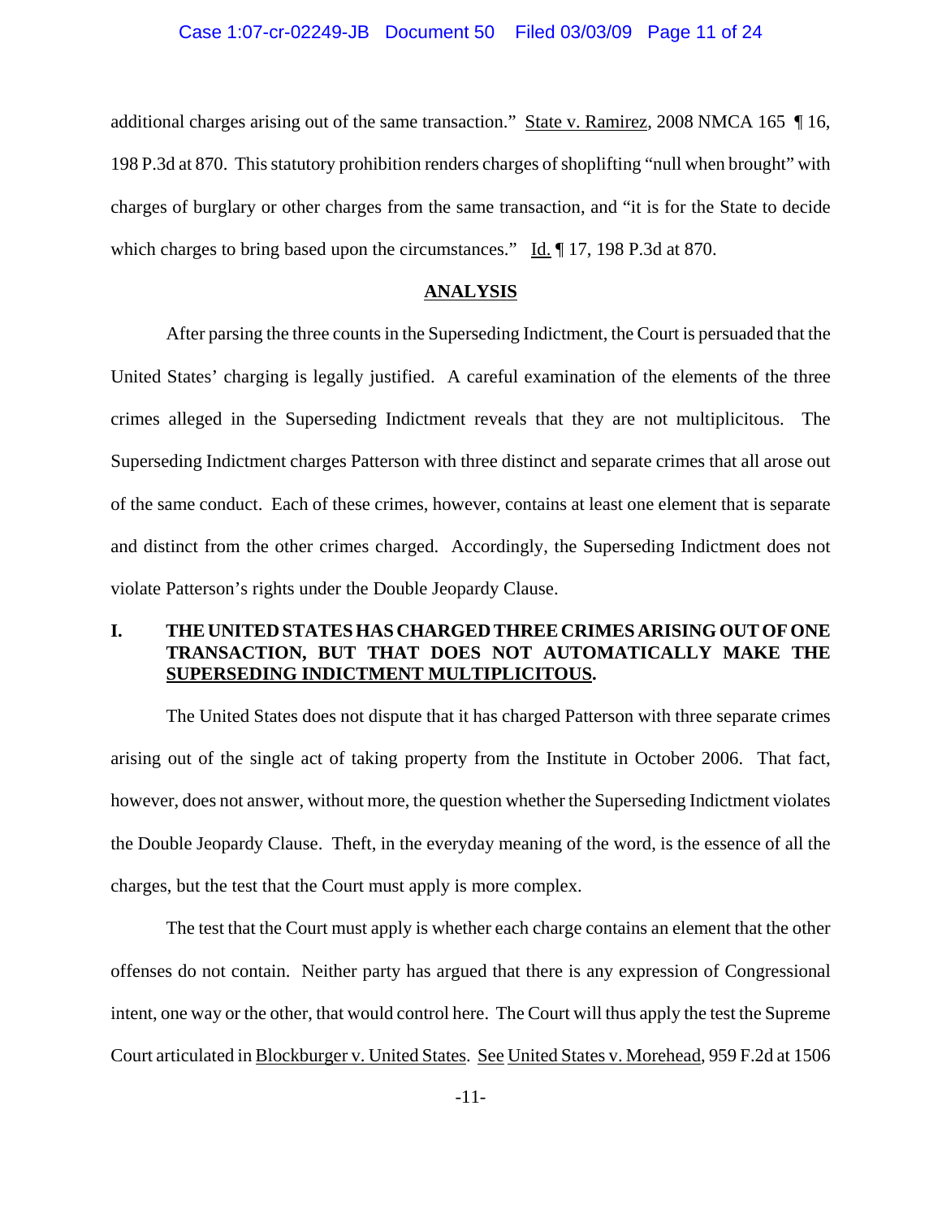additional charges arising out of the same transaction." State v. Ramirez, 2008 NMCA 165 ¶ 16, 198 P.3d at 870. This statutory prohibition renders charges of shoplifting "null when brought" with charges of burglary or other charges from the same transaction, and "it is for the State to decide which charges to bring based upon the circumstances." Id. ¶ 17, 198 P.3d at 870.

## ANALYSIS

After parsing the three counts in the Superseding Indictment, the Court is persuaded that the United States' charging is legally justified. A careful examination of the elements of the three crimes alleged in the Superseding Indictment reveals that they are not multiplicitous. The Superseding Indictment charges Patterson with three distinct and separate crimes that all arose out of the same conduct. Each of these crimes, however, contains at least one element that is separate and distinct from the other crimes charged. Accordingly, the Superseding Indictment does not violate Patterson's rights under the Double Jeopardy Clause.

### I. THE UNITED STATES HAS CHARGED THREE CRIMES ARISING OUT OF ONE TRANSACTION, BUT THAT DOES NOT AUTOMATICALLY MAKE THE SUPERSEDING INDICTMENT MULTIPLICITOUS.

The United States does not dispute that it has charged Patterson with three separate crimes arising out of the single act of taking property from the Institute in October 2006. That fact, however, does not answer, without more, the question whether the Superseding Indictment violates the Double Jeopardy Clause. Theft, in the everyday meaning of the word, is the essence of all the charges, but the test that the Court must apply is more complex.

The test that the Court must apply is whether each charge contains an element that the other offenses do not contain. Neither party has argued that there is any expression of Congressional intent, one way or the other, that would control here. The Court will thus apply the test the Supreme Court articulated in Blockburger v. United States. See United States v. Morehead, 959 F.2d at 1506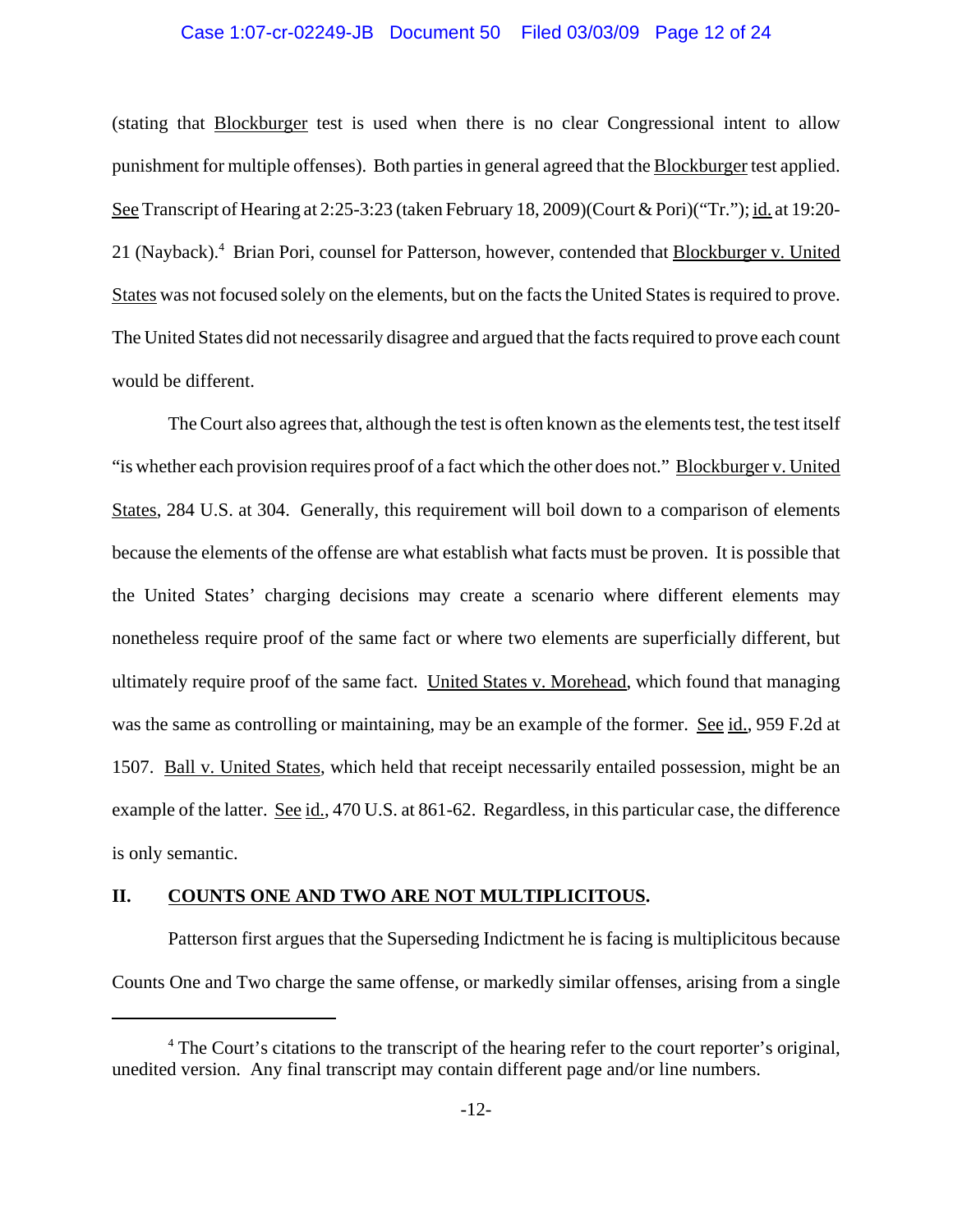(stating that Blockburger test is used when there is no clear Congressional intent to allow punishment for multiple offenses). Both parties in general agreed that the Blockburger test applied. See Transcript of Hearing at 2:25-3:23 (taken February 18, 2009)(Court & Pori)("Tr."); id. at 19:20-21 (Nayback).[4] Brian Pori, counsel for Patterson, however, contended that Blockburger v. United States was not focused solely on the elements, but on the facts the United States is required to prove. The United States did not necessarily disagree and argued that the facts required to prove each count would be different.

The Court also agrees that, although the test is often known as the elements test, the test itself "is whether each provision requires proof of a fact which the other does not." Blockburger v. United States, 284 U.S. at 304. Generally, this requirement will boil down to a comparison of elements because the elements of the offense are what establish what facts must be proven. It is possible that the United States' charging decisions may create a scenario where different elements may nonetheless require proof of the same fact or where two elements are superficially different, but ultimately require proof of the same fact. United States v. Morehead, which found that managing was the same as controlling or maintaining, may be an example of the former. See id., 959 F.2d at 1507. Ball v. United States, which held that receipt necessarily entailed possession, might be an example of the latter. See id., 470 U.S. at 861-62. Regardless, in this particular case, the difference is only semantic.

## II. COUNTS ONE AND TWO ARE NOT MULTIPLICITOUS.

Patterson first argues that the Superseding Indictment he is facing is multiplicitous because Counts One and Two charge the same offense, or markedly similar offenses, arising from a single

---

[4] The Court's citations to the transcript of the hearing refer to the court reporter's original, unedited version. Any final transcript may contain different page and/or line numbers.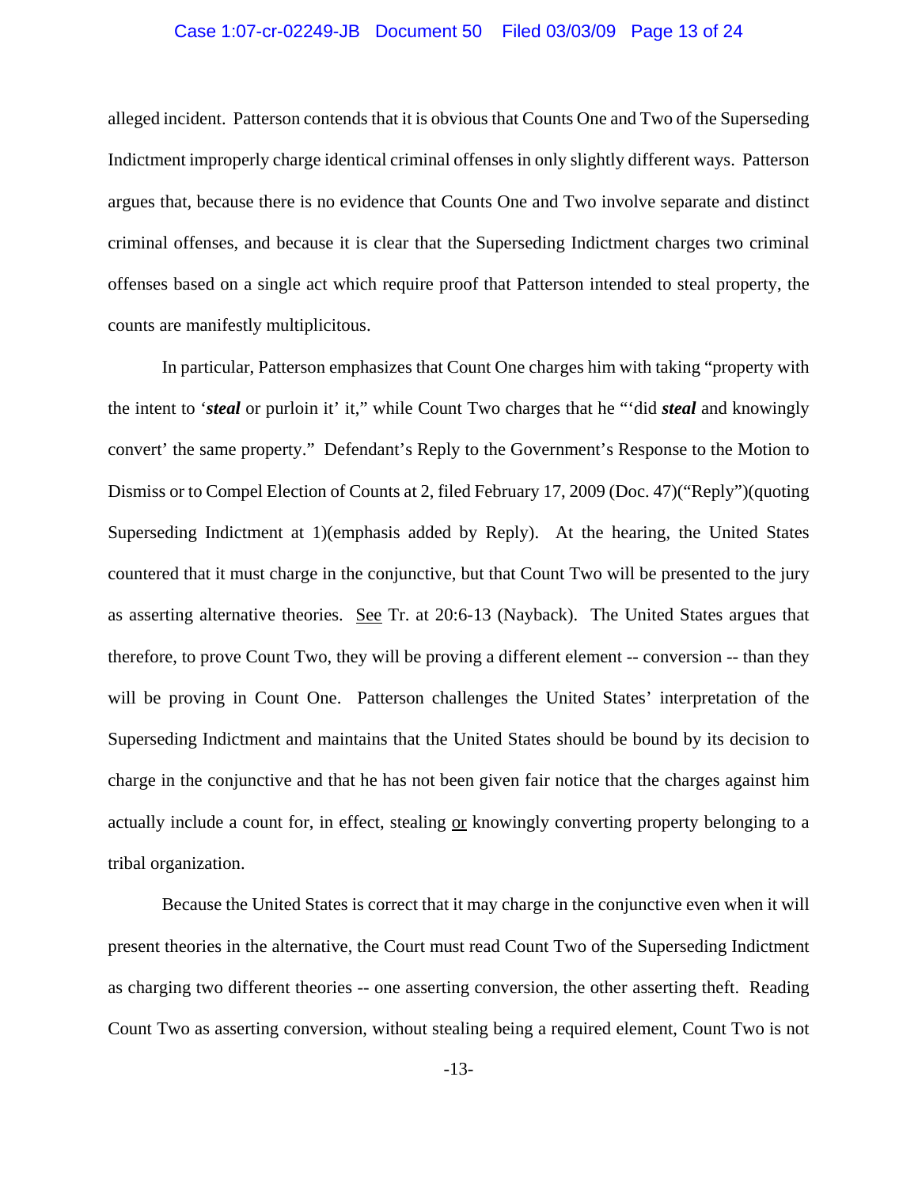alleged incident. Patterson contends that it is obvious that Counts One and Two of the Superseding Indictment improperly charge identical criminal offenses in only slightly different ways. Patterson argues that, because there is no evidence that Counts One and Two involve separate and distinct criminal offenses, and because it is clear that the Superseding Indictment charges two criminal offenses based on a single act which require proof that Patterson intended to steal property, the counts are manifestly multiplicitous.

In particular, Patterson emphasizes that Count One charges him with taking "property with the intent to '***steal*** or purloin it' it," while Count Two charges that he "'did ***steal*** and knowingly convert' the same property." Defendant's Reply to the Government's Response to the Motion to Dismiss or to Compel Election of Counts at 2, filed February 17, 2009 (Doc. 47)("Reply")(quoting Superseding Indictment at 1)(emphasis added by Reply). At the hearing, the United States countered that it must charge in the conjunctive, but that Count Two will be presented to the jury as asserting alternative theories. See Tr. at 20:6-13 (Nayback). The United States argues that therefore, to prove Count Two, they will be proving a different element -- conversion -- than they will be proving in Count One. Patterson challenges the United States' interpretation of the Superseding Indictment and maintains that the United States should be bound by its decision to charge in the conjunctive and that he has not been given fair notice that the charges against him actually include a count for, in effect, stealing or knowingly converting property belonging to a tribal organization.

Because the United States is correct that it may charge in the conjunctive even when it will present theories in the alternative, the Court must read Count Two of the Superseding Indictment as charging two different theories -- one asserting conversion, the other asserting theft. Reading Count Two as asserting conversion, without stealing being a required element, Count Two is not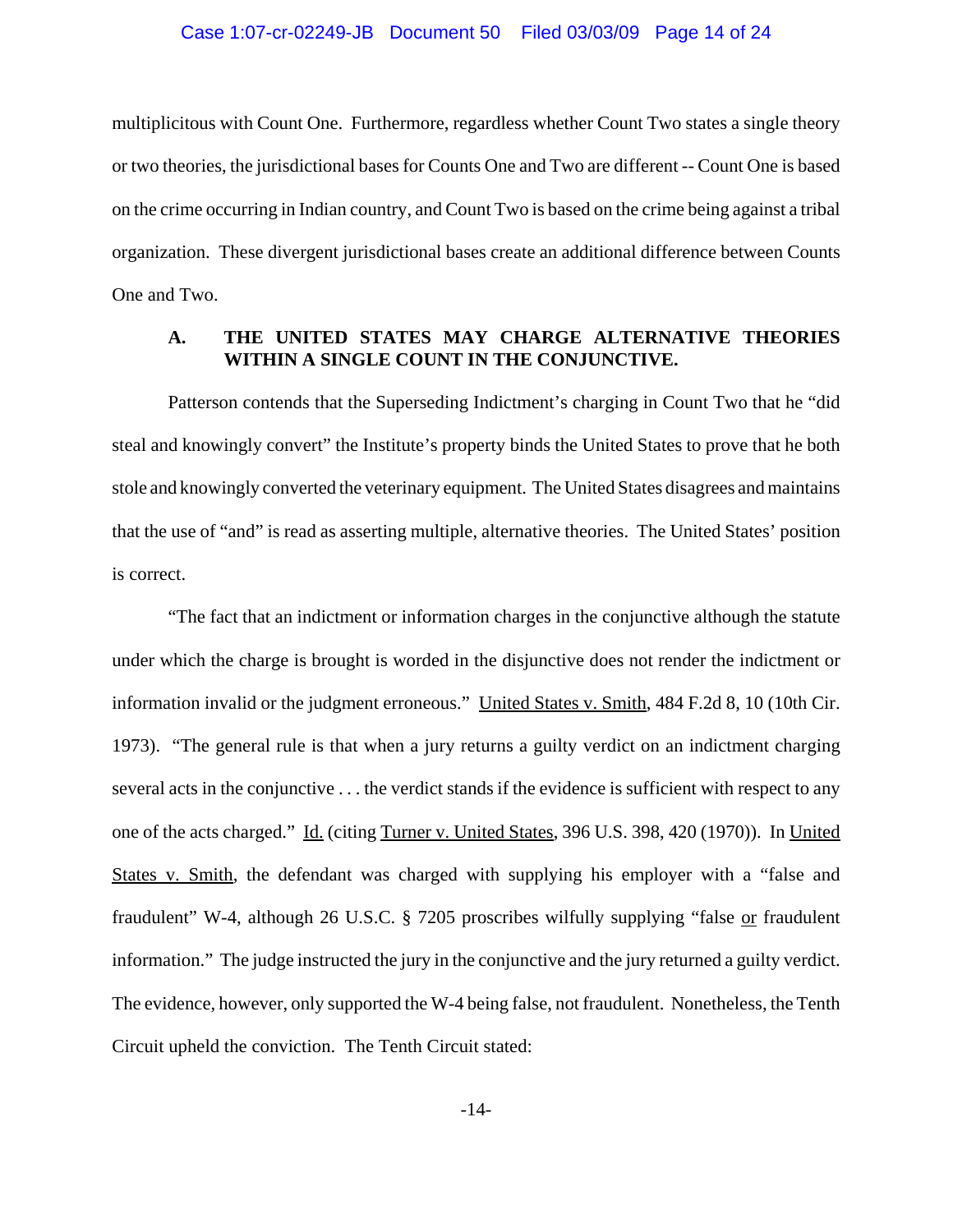multiplicitous with Count One. Furthermore, regardless whether Count Two states a single theory or two theories, the jurisdictional bases for Counts One and Two are different -- Count One is based on the crime occurring in Indian country, and Count Two is based on the crime being against a tribal organization. These divergent jurisdictional bases create an additional difference between Counts One and Two.

### A. THE UNITED STATES MAY CHARGE ALTERNATIVE THEORIES WITHIN A SINGLE COUNT IN THE CONJUNCTIVE.

Patterson contends that the Superseding Indictment's charging in Count Two that he "did steal and knowingly convert" the Institute's property binds the United States to prove that he both stole and knowingly converted the veterinary equipment. The United States disagrees and maintains that the use of "and" is read as asserting multiple, alternative theories. The United States' position is correct.

"The fact that an indictment or information charges in the conjunctive although the statute under which the charge is brought is worded in the disjunctive does not render the indictment or information invalid or the judgment erroneous." United States v. Smith, 484 F.2d 8, 10 (10th Cir. 1973). "The general rule is that when a jury returns a guilty verdict on an indictment charging several acts in the conjunctive . . . the verdict stands if the evidence is sufficient with respect to any one of the acts charged." Id. (citing Turner v. United States, 396 U.S. 398, 420 (1970)). In United States v. Smith, the defendant was charged with supplying his employer with a "false and fraudulent" W-4, although 26 U.S.C. § 7205 proscribes wilfully supplying "false or fraudulent information." The judge instructed the jury in the conjunctive and the jury returned a guilty verdict. The evidence, however, only supported the W-4 being false, not fraudulent. Nonetheless, the Tenth Circuit upheld the conviction. The Tenth Circuit stated: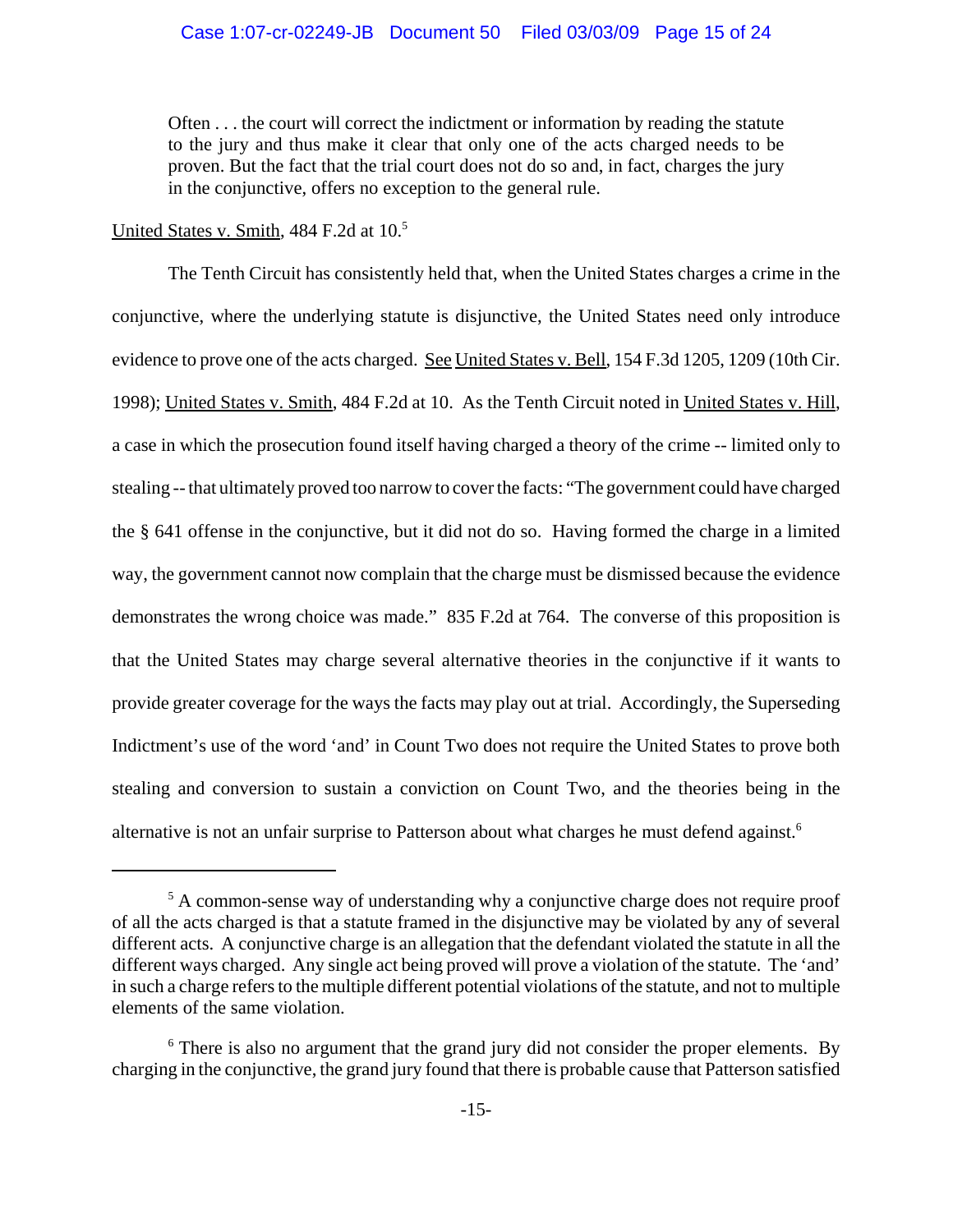> Often . . . the court will correct the indictment or information by reading the statute to the jury and thus make it clear that only one of the acts charged needs to be proven. But the fact that the trial court does not do so and, in fact, charges the jury in the conjunctive, offers no exception to the general rule.

United States v. Smith, 484 F.2d at 10.[5]

The Tenth Circuit has consistently held that, when the United States charges a crime in the conjunctive, where the underlying statute is disjunctive, the United States need only introduce evidence to prove one of the acts charged. See United States v. Bell, 154 F.3d 1205, 1209 (10th Cir. 1998); United States v. Smith, 484 F.2d at 10. As the Tenth Circuit noted in United States v. Hill, a case in which the prosecution found itself having charged a theory of the crime -- limited only to stealing -- that ultimately proved too narrow to cover the facts: "The government could have charged the § 641 offense in the conjunctive, but it did not do so. Having formed the charge in a limited way, the government cannot now complain that the charge must be dismissed because the evidence demonstrates the wrong choice was made." 835 F.2d at 764. The converse of this proposition is that the United States may charge several alternative theories in the conjunctive if it wants to provide greater coverage for the ways the facts may play out at trial. Accordingly, the Superseding Indictment's use of the word 'and' in Count Two does not require the United States to prove both stealing and conversion to sustain a conviction on Count Two, and the theories being in the alternative is not an unfair surprise to Patterson about what charges he must defend against.[6]

---

[5] A common-sense way of understanding why a conjunctive charge does not require proof of all the acts charged is that a statute framed in the disjunctive may be violated by any of several different acts. A conjunctive charge is an allegation that the defendant violated the statute in all the different ways charged. Any single act being proved will prove a violation of the statute. The 'and' in such a charge refers to the multiple different potential violations of the statute, and not to multiple elements of the same violation.

[6] There is also no argument that the grand jury did not consider the proper elements. By charging in the conjunctive, the grand jury found that there is probable cause that Patterson satisfied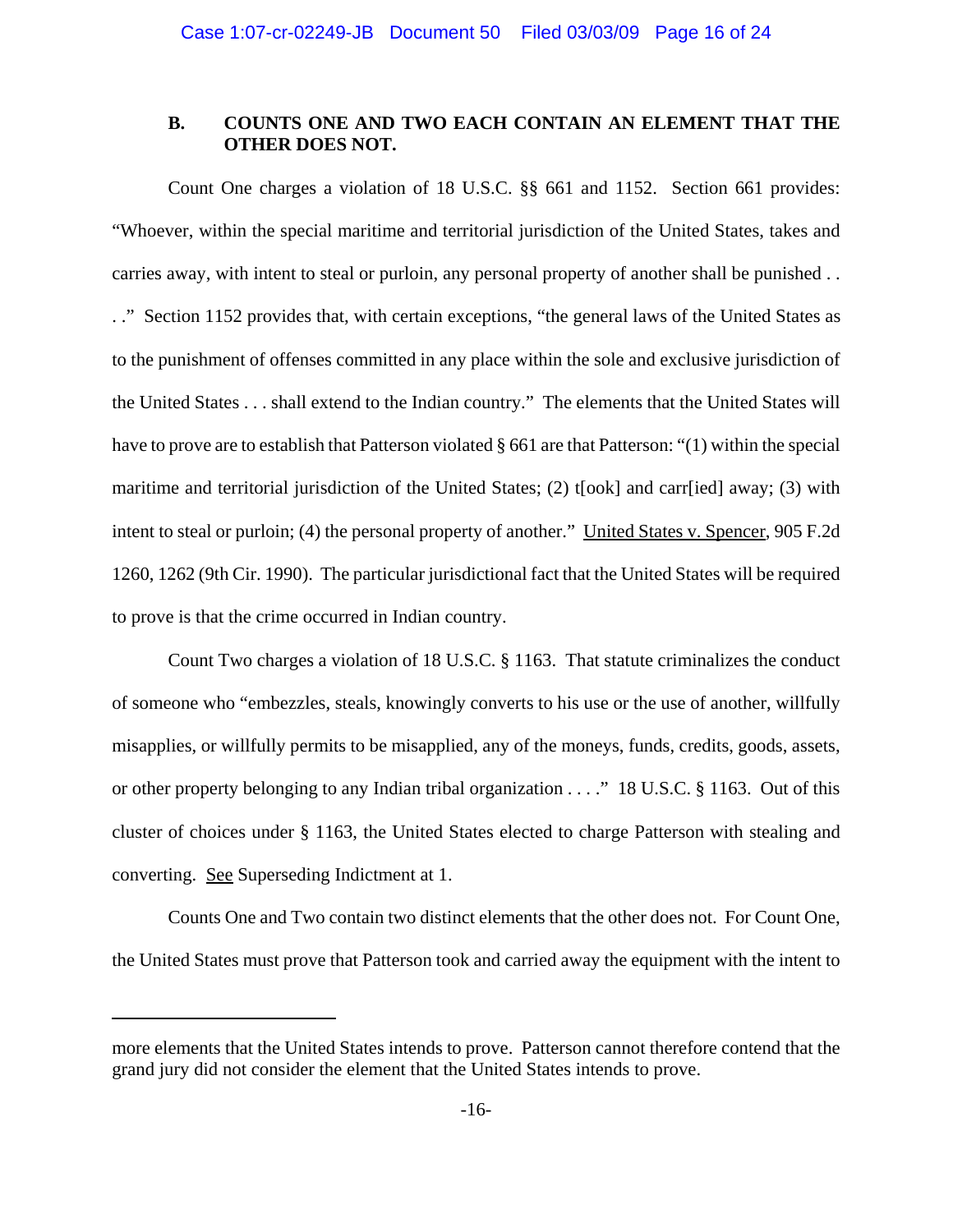### B. COUNTS ONE AND TWO EACH CONTAIN AN ELEMENT THAT THE OTHER DOES NOT.

Count One charges a violation of 18 U.S.C. §§ 661 and 1152. Section 661 provides: "Whoever, within the special maritime and territorial jurisdiction of the United States, takes and carries away, with intent to steal or purloin, any personal property of another shall be punished . . . ." Section 1152 provides that, with certain exceptions, "the general laws of the United States as to the punishment of offenses committed in any place within the sole and exclusive jurisdiction of the United States . . . shall extend to the Indian country." The elements that the United States will have to prove are to establish that Patterson violated § 661 are that Patterson: "(1) within the special maritime and territorial jurisdiction of the United States; (2) t[ook] and carr[ied] away; (3) with intent to steal or purloin; (4) the personal property of another." United States v. Spencer, 905 F.2d 1260, 1262 (9th Cir. 1990). The particular jurisdictional fact that the United States will be required to prove is that the crime occurred in Indian country.

Count Two charges a violation of 18 U.S.C. § 1163. That statute criminalizes the conduct of someone who "embezzles, steals, knowingly converts to his use or the use of another, willfully misapplies, or willfully permits to be misapplied, any of the moneys, funds, credits, goods, assets, or other property belonging to any Indian tribal organization . . . ." 18 U.S.C. § 1163. Out of this cluster of choices under § 1163, the United States elected to charge Patterson with stealing and converting. See Superseding Indictment at 1.

Counts One and Two contain two distinct elements that the other does not. For Count One, the United States must prove that Patterson took and carried away the equipment with the intent to

---

more elements that the United States intends to prove. Patterson cannot therefore contend that the grand jury did not consider the element that the United States intends to prove.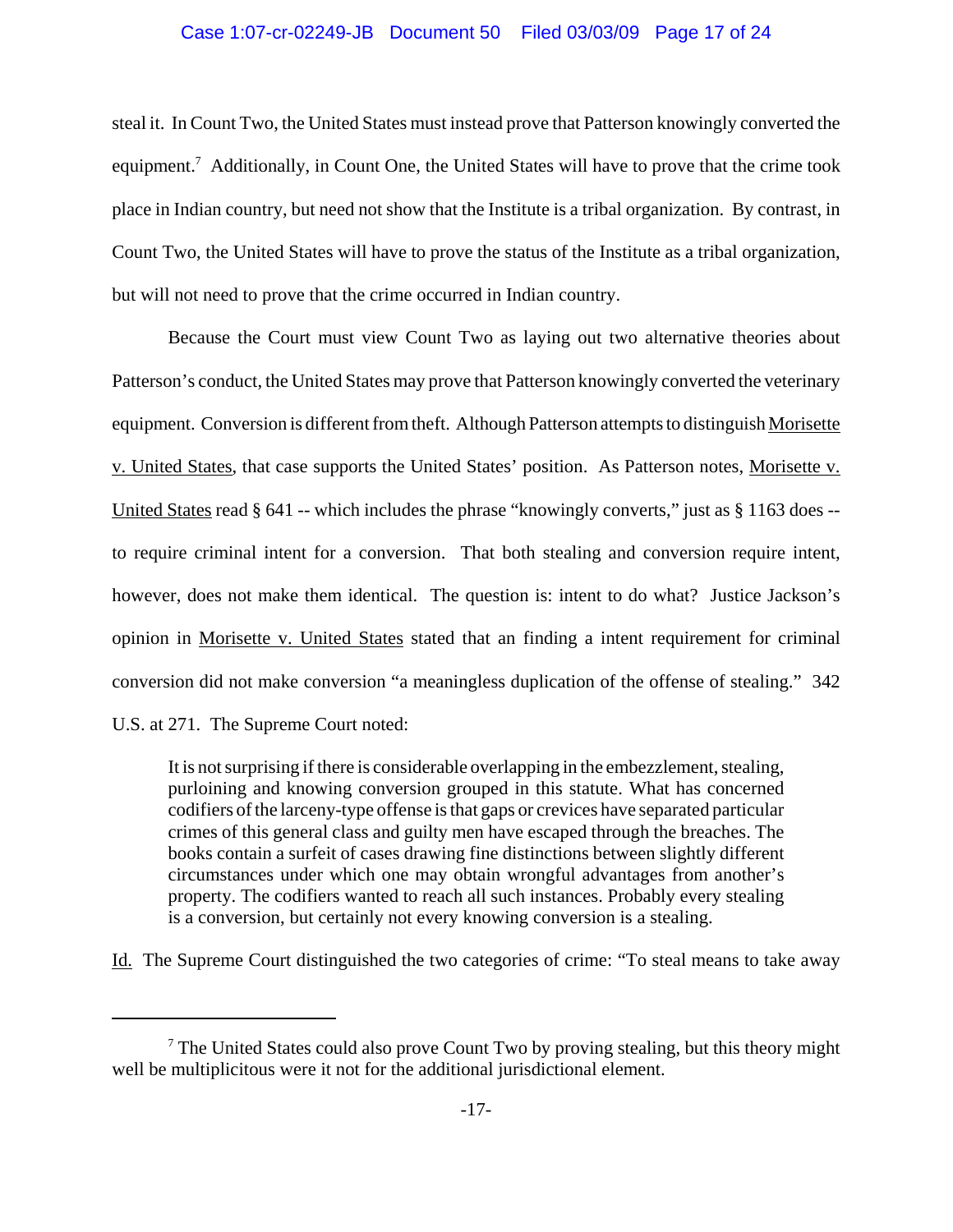steal it. In Count Two, the United States must instead prove that Patterson knowingly converted the equipment.[7] Additionally, in Count One, the United States will have to prove that the crime took place in Indian country, but need not show that the Institute is a tribal organization. By contrast, in Count Two, the United States will have to prove the status of the Institute as a tribal organization, but will not need to prove that the crime occurred in Indian country.

Because the Court must view Count Two as laying out two alternative theories about Patterson's conduct, the United States may prove that Patterson knowingly converted the veterinary equipment. Conversion is different from theft. Although Patterson attempts to distinguish Morisette v. United States, that case supports the United States' position. As Patterson notes, Morisette v. United States read § 641 -- which includes the phrase "knowingly converts," just as § 1163 does -- to require criminal intent for a conversion. That both stealing and conversion require intent, however, does not make them identical. The question is: intent to do what? Justice Jackson's opinion in Morisette v. United States stated that an finding a intent requirement for criminal conversion did not make conversion "a meaningless duplication of the offense of stealing." 342 U.S. at 271. The Supreme Court noted:

> It is not surprising if there is considerable overlapping in the embezzlement, stealing, purloining and knowing conversion grouped in this statute. What has concerned codifiers of the larceny-type offense is that gaps or crevices have separated particular crimes of this general class and guilty men have escaped through the breaches. The books contain a surfeit of cases drawing fine distinctions between slightly different circumstances under which one may obtain wrongful advantages from another's property. The codifiers wanted to reach all such instances. Probably every stealing is a conversion, but certainly not every knowing conversion is a stealing.

Id. The Supreme Court distinguished the two categories of crime: "To steal means to take away

---

[7] The United States could also prove Count Two by proving stealing, but this theory might well be multiplicitous were it not for the additional jurisdictional element.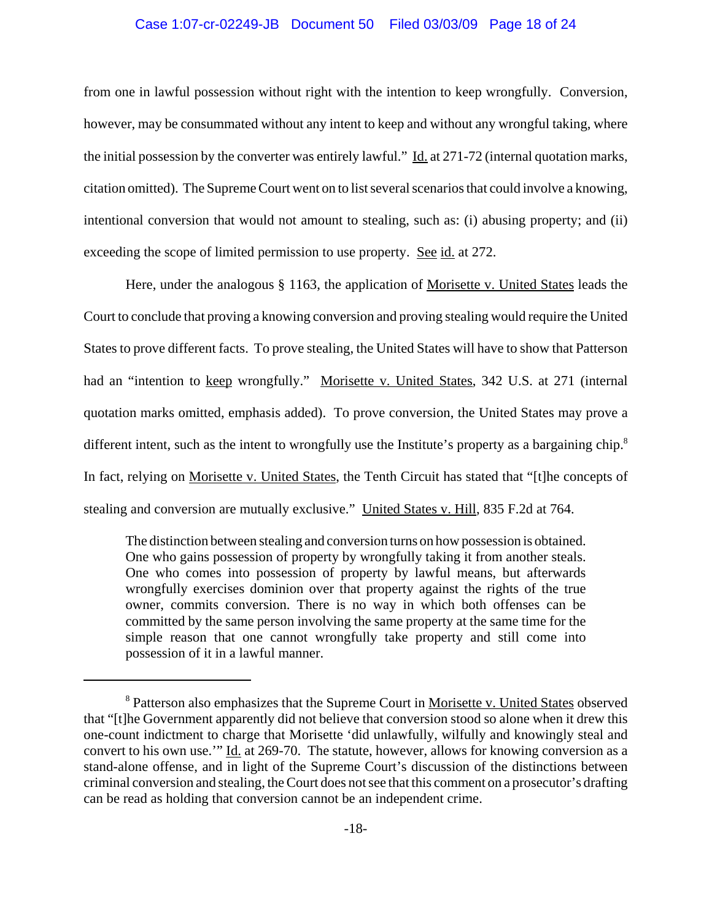from one in lawful possession without right with the intention to keep wrongfully. Conversion, however, may be consummated without any intent to keep and without any wrongful taking, where the initial possession by the converter was entirely lawful." Id. at 271-72 (internal quotation marks, citation omitted). The Supreme Court went on to list several scenarios that could involve a knowing, intentional conversion that would not amount to stealing, such as: (i) abusing property; and (ii) exceeding the scope of limited permission to use property. See id. at 272.

Here, under the analogous § 1163, the application of Morisette v. United States leads the Court to conclude that proving a knowing conversion and proving stealing would require the United States to prove different facts. To prove stealing, the United States will have to show that Patterson had an "intention to keep wrongfully." Morisette v. United States, 342 U.S. at 271 (internal quotation marks omitted, emphasis added). To prove conversion, the United States may prove a different intent, such as the intent to wrongfully use the Institute's property as a bargaining chip.[8] In fact, relying on Morisette v. United States, the Tenth Circuit has stated that "[t]he concepts of stealing and conversion are mutually exclusive." United States v. Hill, 835 F.2d at 764.

> The distinction between stealing and conversion turns on how possession is obtained. One who gains possession of property by wrongfully taking it from another steals. One who comes into possession of property by lawful means, but afterwards wrongfully exercises dominion over that property against the rights of the true owner, commits conversion. There is no way in which both offenses can be committed by the same person involving the same property at the same time for the simple reason that one cannot wrongfully take property and still come into possession of it in a lawful manner.

---

[8] Patterson also emphasizes that the Supreme Court in Morisette v. United States observed that "[t]he Government apparently did not believe that conversion stood so alone when it drew this one-count indictment to charge that Morisette 'did unlawfully, wilfully and knowingly steal and convert to his own use.'" Id. at 269-70. The statute, however, allows for knowing conversion as a stand-alone offense, and in light of the Supreme Court's discussion of the distinctions between criminal conversion and stealing, the Court does not see that this comment on a prosecutor's drafting can be read as holding that conversion cannot be an independent crime.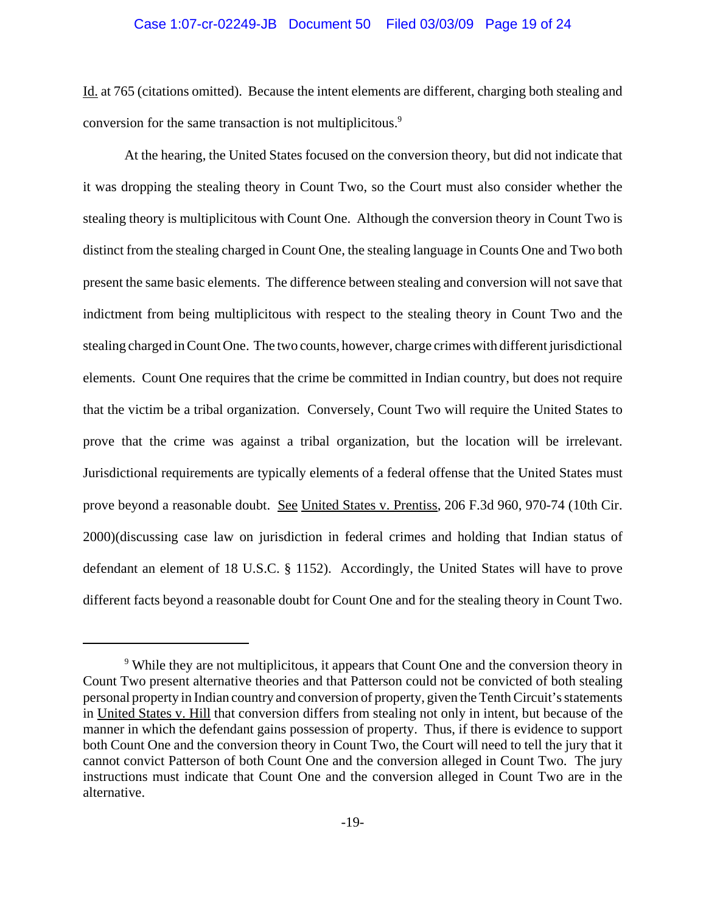Id. at 765 (citations omitted). Because the intent elements are different, charging both stealing and conversion for the same transaction is not multiplicitous.[9]

At the hearing, the United States focused on the conversion theory, but did not indicate that it was dropping the stealing theory in Count Two, so the Court must also consider whether the stealing theory is multiplicitous with Count One. Although the conversion theory in Count Two is distinct from the stealing charged in Count One, the stealing language in Counts One and Two both present the same basic elements. The difference between stealing and conversion will not save that indictment from being multiplicitous with respect to the stealing theory in Count Two and the stealing charged in Count One. The two counts, however, charge crimes with different jurisdictional elements. Count One requires that the crime be committed in Indian country, but does not require that the victim be a tribal organization. Conversely, Count Two will require the United States to prove that the crime was against a tribal organization, but the location will be irrelevant. Jurisdictional requirements are typically elements of a federal offense that the United States must prove beyond a reasonable doubt. See United States v. Prentiss, 206 F.3d 960, 970-74 (10th Cir. 2000)(discussing case law on jurisdiction in federal crimes and holding that Indian status of defendant an element of 18 U.S.C. § 1152). Accordingly, the United States will have to prove different facts beyond a reasonable doubt for Count One and for the stealing theory in Count Two.

---

[9] While they are not multiplicitous, it appears that Count One and the conversion theory in Count Two present alternative theories and that Patterson could not be convicted of both stealing personal property in Indian country and conversion of property, given the Tenth Circuit's statements in United States v. Hill that conversion differs from stealing not only in intent, but because of the manner in which the defendant gains possession of property. Thus, if there is evidence to support both Count One and the conversion theory in Count Two, the Court will need to tell the jury that it cannot convict Patterson of both Count One and the conversion alleged in Count Two. The jury instructions must indicate that Count One and the conversion alleged in Count Two are in the alternative.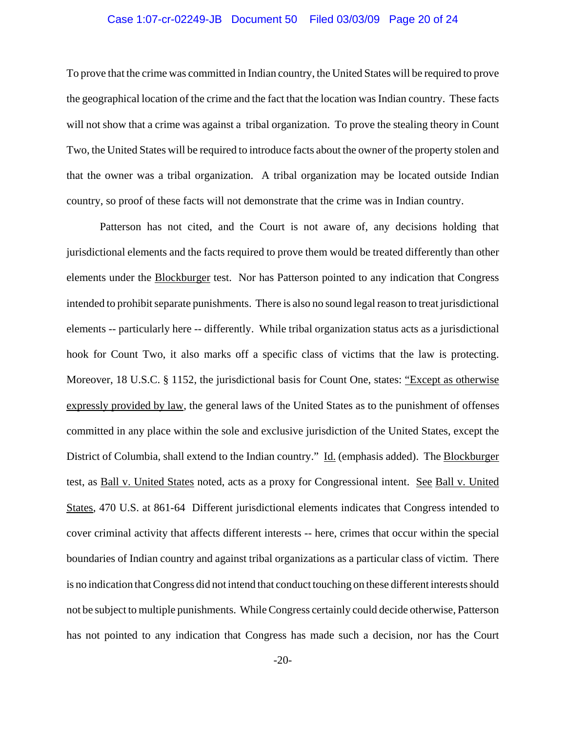To prove that the crime was committed in Indian country, the United States will be required to prove the geographical location of the crime and the fact that the location was Indian country. These facts will not show that a crime was against a tribal organization. To prove the stealing theory in Count Two, the United States will be required to introduce facts about the owner of the property stolen and that the owner was a tribal organization. A tribal organization may be located outside Indian country, so proof of these facts will not demonstrate that the crime was in Indian country.

Patterson has not cited, and the Court is not aware of, any decisions holding that jurisdictional elements and the facts required to prove them would be treated differently than other elements under the Blockburger test. Nor has Patterson pointed to any indication that Congress intended to prohibit separate punishments. There is also no sound legal reason to treat jurisdictional elements -- particularly here -- differently. While tribal organization status acts as a jurisdictional hook for Count Two, it also marks off a specific class of victims that the law is protecting. Moreover, 18 U.S.C. § 1152, the jurisdictional basis for Count One, states: "Except as otherwise expressly provided by law, the general laws of the United States as to the punishment of offenses committed in any place within the sole and exclusive jurisdiction of the United States, except the District of Columbia, shall extend to the Indian country." Id. (emphasis added). The Blockburger test, as Ball v. United States noted, acts as a proxy for Congressional intent. See Ball v. United States, 470 U.S. at 861-64 Different jurisdictional elements indicates that Congress intended to cover criminal activity that affects different interests -- here, crimes that occur within the special boundaries of Indian country and against tribal organizations as a particular class of victim. There is no indication that Congress did not intend that conduct touching on these different interests should not be subject to multiple punishments. While Congress certainly could decide otherwise, Patterson has not pointed to any indication that Congress has made such a decision, nor has the Court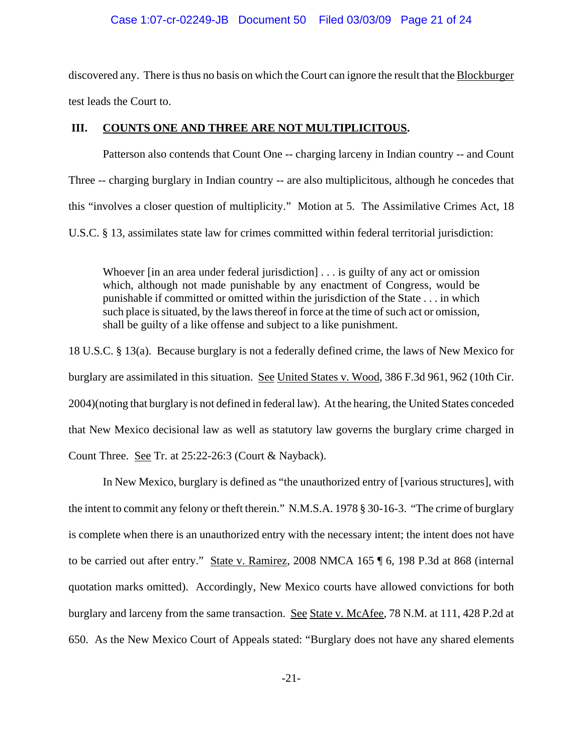discovered any. There is thus no basis on which the Court can ignore the result that the Blockburger test leads the Court to.

## III. COUNTS ONE AND THREE ARE NOT MULTIPLICITOUS.

Patterson also contends that Count One -- charging larceny in Indian country -- and Count Three -- charging burglary in Indian country -- are also multiplicitous, although he concedes that this "involves a closer question of multiplicity." Motion at 5. The Assimilative Crimes Act, 18 U.S.C. § 13, assimilates state law for crimes committed within federal territorial jurisdiction:

> Whoever [in an area under federal jurisdiction] . . . is guilty of any act or omission which, although not made punishable by any enactment of Congress, would be punishable if committed or omitted within the jurisdiction of the State . . . in which such place is situated, by the laws thereof in force at the time of such act or omission, shall be guilty of a like offense and subject to a like punishment.

18 U.S.C. § 13(a). Because burglary is not a federally defined crime, the laws of New Mexico for burglary are assimilated in this situation. See United States v. Wood, 386 F.3d 961, 962 (10th Cir. 2004)(noting that burglary is not defined in federal law). At the hearing, the United States conceded that New Mexico decisional law as well as statutory law governs the burglary crime charged in Count Three. See Tr. at 25:22-26:3 (Court & Nayback).

In New Mexico, burglary is defined as "the unauthorized entry of [various structures], with the intent to commit any felony or theft therein." N.M.S.A. 1978 § 30-16-3. "The crime of burglary is complete when there is an unauthorized entry with the necessary intent; the intent does not have to be carried out after entry." State v. Ramirez, 2008 NMCA 165 ¶ 6, 198 P.3d at 868 (internal quotation marks omitted). Accordingly, New Mexico courts have allowed convictions for both burglary and larceny from the same transaction. See State v. McAfee, 78 N.M. at 111, 428 P.2d at 650. As the New Mexico Court of Appeals stated: "Burglary does not have any shared elements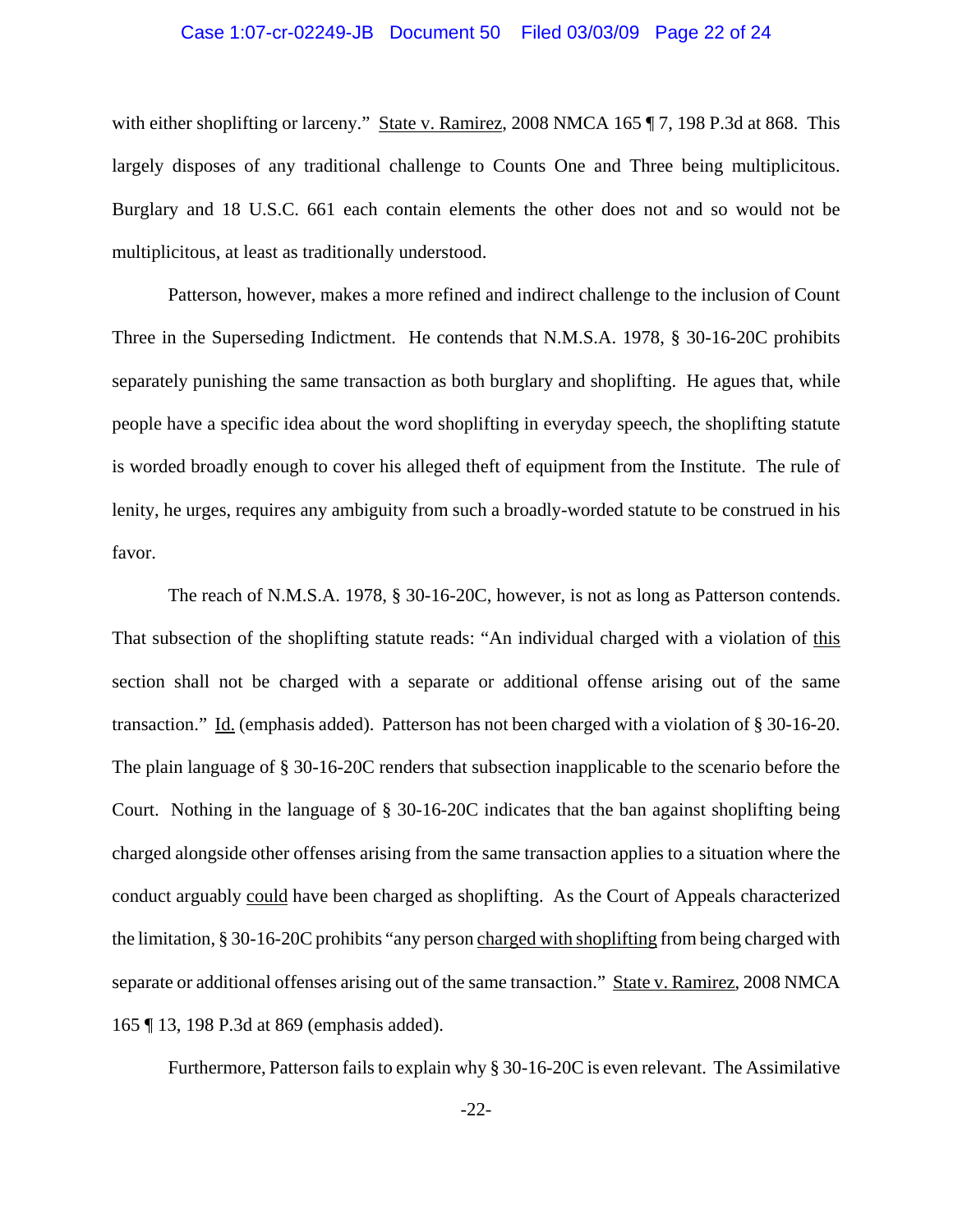with either shoplifting or larceny." State v. Ramirez, 2008 NMCA 165 ¶ 7, 198 P.3d at 868. This largely disposes of any traditional challenge to Counts One and Three being multiplicitous. Burglary and 18 U.S.C. 661 each contain elements the other does not and so would not be multiplicitous, at least as traditionally understood.

Patterson, however, makes a more refined and indirect challenge to the inclusion of Count Three in the Superseding Indictment. He contends that N.M.S.A. 1978, § 30-16-20C prohibits separately punishing the same transaction as both burglary and shoplifting. He agues that, while people have a specific idea about the word shoplifting in everyday speech, the shoplifting statute is worded broadly enough to cover his alleged theft of equipment from the Institute. The rule of lenity, he urges, requires any ambiguity from such a broadly-worded statute to be construed in his favor.

The reach of N.M.S.A. 1978, § 30-16-20C, however, is not as long as Patterson contends. That subsection of the shoplifting statute reads: "An individual charged with a violation of this section shall not be charged with a separate or additional offense arising out of the same transaction." Id. (emphasis added). Patterson has not been charged with a violation of § 30-16-20. The plain language of § 30-16-20C renders that subsection inapplicable to the scenario before the Court. Nothing in the language of § 30-16-20C indicates that the ban against shoplifting being charged alongside other offenses arising from the same transaction applies to a situation where the conduct arguably could have been charged as shoplifting. As the Court of Appeals characterized the limitation, § 30-16-20C prohibits "any person charged with shoplifting from being charged with separate or additional offenses arising out of the same transaction." State v. Ramirez, 2008 NMCA 165 ¶ 13, 198 P.3d at 869 (emphasis added).

Furthermore, Patterson fails to explain why § 30-16-20C is even relevant. The Assimilative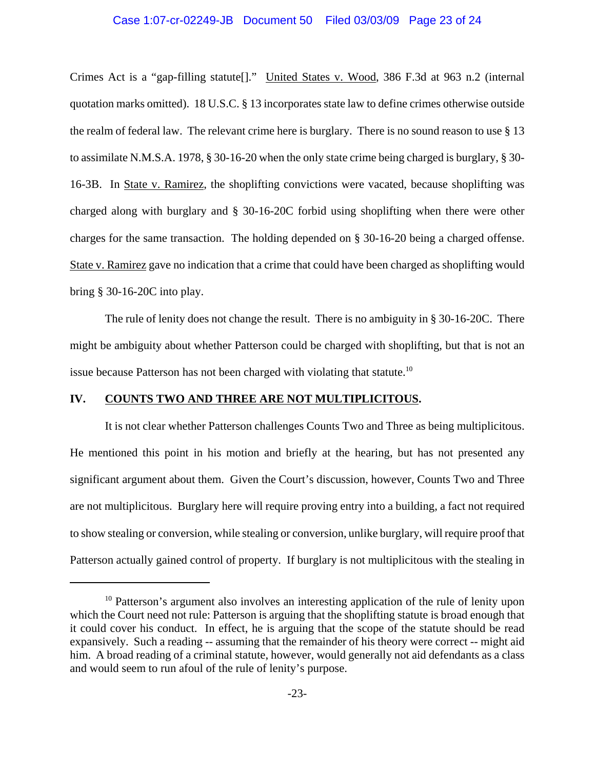Crimes Act is a "gap-filling statute[]." United States v. Wood, 386 F.3d at 963 n.2 (internal quotation marks omitted). 18 U.S.C. § 13 incorporates state law to define crimes otherwise outside the realm of federal law. The relevant crime here is burglary. There is no sound reason to use § 13 to assimilate N.M.S.A. 1978, § 30-16-20 when the only state crime being charged is burglary, § 30-16-3B. In State v. Ramirez, the shoplifting convictions were vacated, because shoplifting was charged along with burglary and § 30-16-20C forbid using shoplifting when there were other charges for the same transaction. The holding depended on § 30-16-20 being a charged offense. State v. Ramirez gave no indication that a crime that could have been charged as shoplifting would bring § 30-16-20C into play.

The rule of lenity does not change the result. There is no ambiguity in § 30-16-20C. There might be ambiguity about whether Patterson could be charged with shoplifting, but that is not an issue because Patterson has not been charged with violating that statute.[10]

## IV. COUNTS TWO AND THREE ARE NOT MULTIPLICITOUS.

It is not clear whether Patterson challenges Counts Two and Three as being multiplicitous. He mentioned this point in his motion and briefly at the hearing, but has not presented any significant argument about them. Given the Court's discussion, however, Counts Two and Three are not multiplicitous. Burglary here will require proving entry into a building, a fact not required to show stealing or conversion, while stealing or conversion, unlike burglary, will require proof that Patterson actually gained control of property. If burglary is not multiplicitous with the stealing in

---

[10] Patterson's argument also involves an interesting application of the rule of lenity upon which the Court need not rule: Patterson is arguing that the shoplifting statute is broad enough that it could cover his conduct. In effect, he is arguing that the scope of the statute should be read expansively. Such a reading -- assuming that the remainder of his theory were correct -- might aid him. A broad reading of a criminal statute, however, would generally not aid defendants as a class and would seem to run afoul of the rule of lenity's purpose.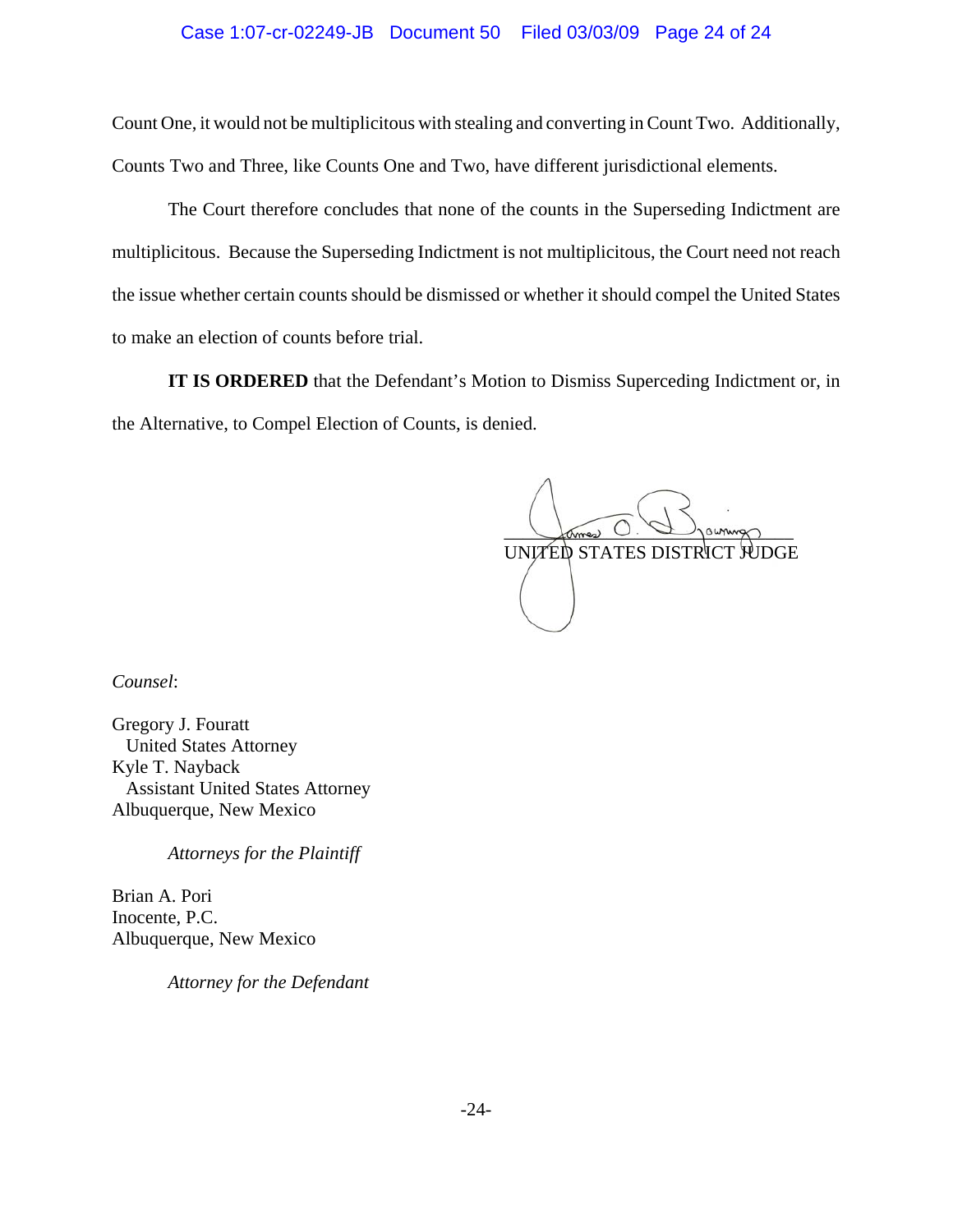Count One, it would not be multiplicitous with stealing and converting in Count Two. Additionally, Counts Two and Three, like Counts One and Two, have different jurisdictional elements.

The Court therefore concludes that none of the counts in the Superseding Indictment are multiplicitous. Because the Superseding Indictment is not multiplicitous, the Court need not reach the issue whether certain counts should be dismissed or whether it should compel the United States to make an election of counts before trial.

**IT IS ORDERED** that the Defendant's Motion to Dismiss Superceding Indictment or, in the Alternative, to Compel Election of Counts, is denied.

UNITED STATES DISTRICT JUDGE

*Counsel*:

Gregory J. Fouratt
United States Attorney
Kyle T. Nayback
Assistant United States Attorney
Albuquerque, New Mexico

*Attorneys for the Plaintiff*

Brian A. Pori
Inocente, P.C.
Albuquerque, New Mexico

*Attorney for the Defendant*